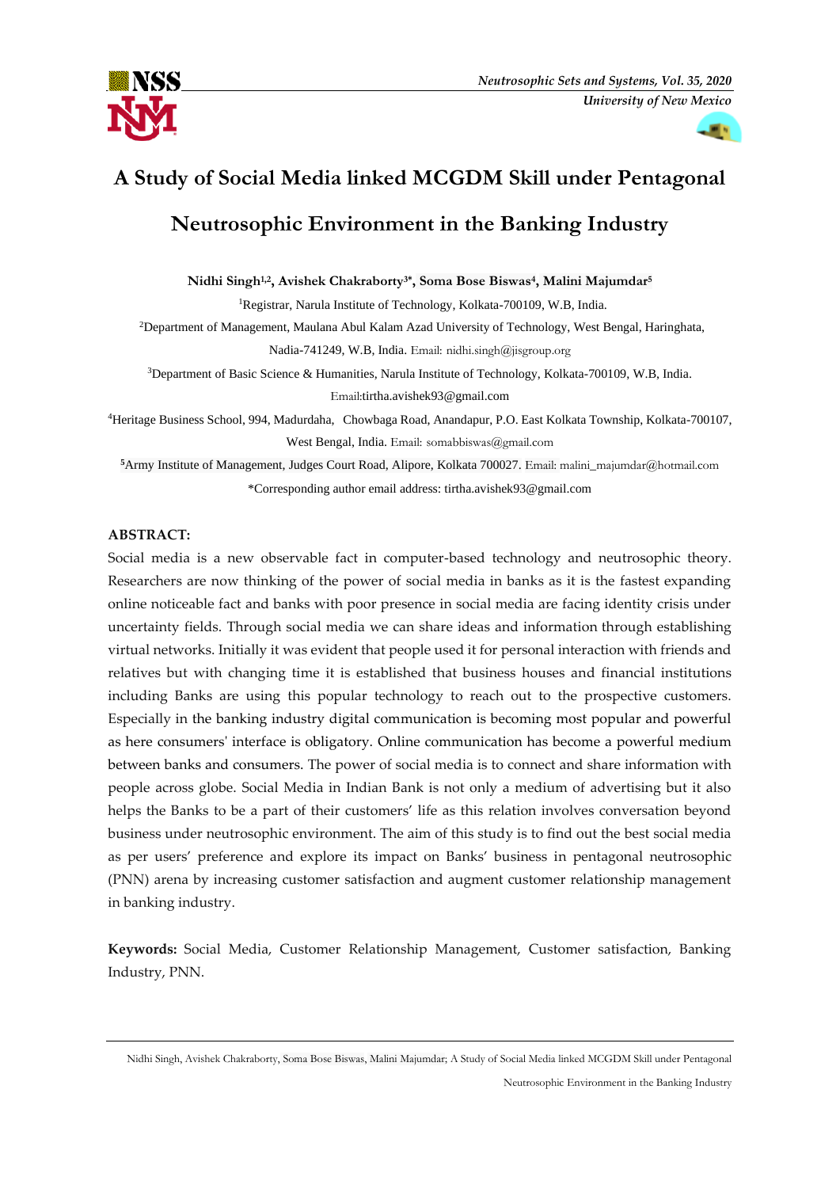# A Study of Social Media linked MCGDM Skill under Pentagonal Neutrosophic Environment in the Banking Industry

**Nidhi Singh[1,2], Avishek Chakraborty[3*], Soma Bose Biswas[4], Malini Majumdar[5]**

[1]Registrar, Narula Institute of Technology, Kolkata-700109, W.B, India.

[2]Department of Management, Maulana Abul Kalam Azad University of Technology, West Bengal, Haringhata, Nadia-741249, W.B, India. Email: nidhi.singh@jisgroup.org

[3]Department of Basic Science & Humanities, Narula Institute of Technology, Kolkata-700109, W.B, India. Email:tirtha.avishek93@gmail.com

[4]Heritage Business School, 994, Madurdaha, Chowbaga Road, Anandapur, P.O. East Kolkata Township, Kolkata-700107, West Bengal, India. Email: somabbiswas@gmail.com

[5]Army Institute of Management, Judges Court Road, Alipore, Kolkata 700027. Email: malini_majumdar@hotmail.com

*Corresponding author email address: tirtha.avishek93@gmail.com

**ABSTRACT:**

Social media is a new observable fact in computer-based technology and neutrosophic theory. Researchers are now thinking of the power of social media in banks as it is the fastest expanding online noticeable fact and banks with poor presence in social media are facing identity crisis under uncertainty fields. Through social media we can share ideas and information through establishing virtual networks. Initially it was evident that people used it for personal interaction with friends and relatives but with changing time it is established that business houses and financial institutions including Banks are using this popular technology to reach out to the prospective customers. Especially in the banking industry digital communication is becoming most popular and powerful as here consumers' interface is obligatory. Online communication has become a powerful medium between banks and consumers. The power of social media is to connect and share information with people across globe. Social Media in Indian Bank is not only a medium of advertising but it also helps the Banks to be a part of their customers' life as this relation involves conversation beyond business under neutrosophic environment. The aim of this study is to find out the best social media as per users' preference and explore its impact on Banks' business in pentagonal neutrosophic (PNN) arena by increasing customer satisfaction and augment customer relationship management in banking industry.

**Keywords:** Social Media, Customer Relationship Management, Customer satisfaction, Banking Industry, PNN.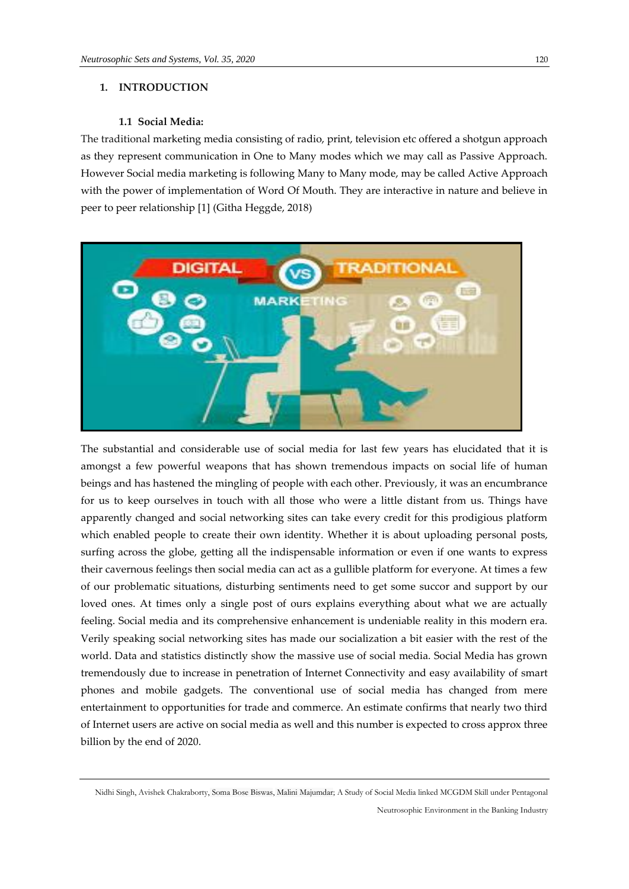## 1. INTRODUCTION

### 1.1 Social Media:

The traditional marketing media consisting of radio, print, television etc offered a shotgun approach as they represent communication in One to Many modes which we may call as Passive Approach. However Social media marketing is following Many to Many mode, may be called Active Approach with the power of implementation of Word Of Mouth. They are interactive in nature and believe in peer to peer relationship [1] (Githa Heggde, 2018)

The substantial and considerable use of social media for last few years has elucidated that it is amongst a few powerful weapons that has shown tremendous impacts on social life of human beings and has hastened the mingling of people with each other. Previously, it was an encumbrance for us to keep ourselves in touch with all those who were a little distant from us. Things have apparently changed and social networking sites can take every credit for this prodigious platform which enabled people to create their own identity. Whether it is about uploading personal posts, surfing across the globe, getting all the indispensable information or even if one wants to express their cavernous feelings then social media can act as a gullible platform for everyone. At times a few of our problematic situations, disturbing sentiments need to get some succor and support by our loved ones. At times only a single post of ours explains everything about what we are actually feeling. Social media and its comprehensive enhancement is undeniable reality in this modern era. Verily speaking social networking sites has made our socialization a bit easier with the rest of the world. Data and statistics distinctly show the massive use of social media. Social Media has grown tremendously due to increase in penetration of Internet Connectivity and easy availability of smart phones and mobile gadgets. The conventional use of social media has changed from mere entertainment to opportunities for trade and commerce. An estimate confirms that nearly two third of Internet users are active on social media as well and this number is expected to cross approx three billion by the end of 2020.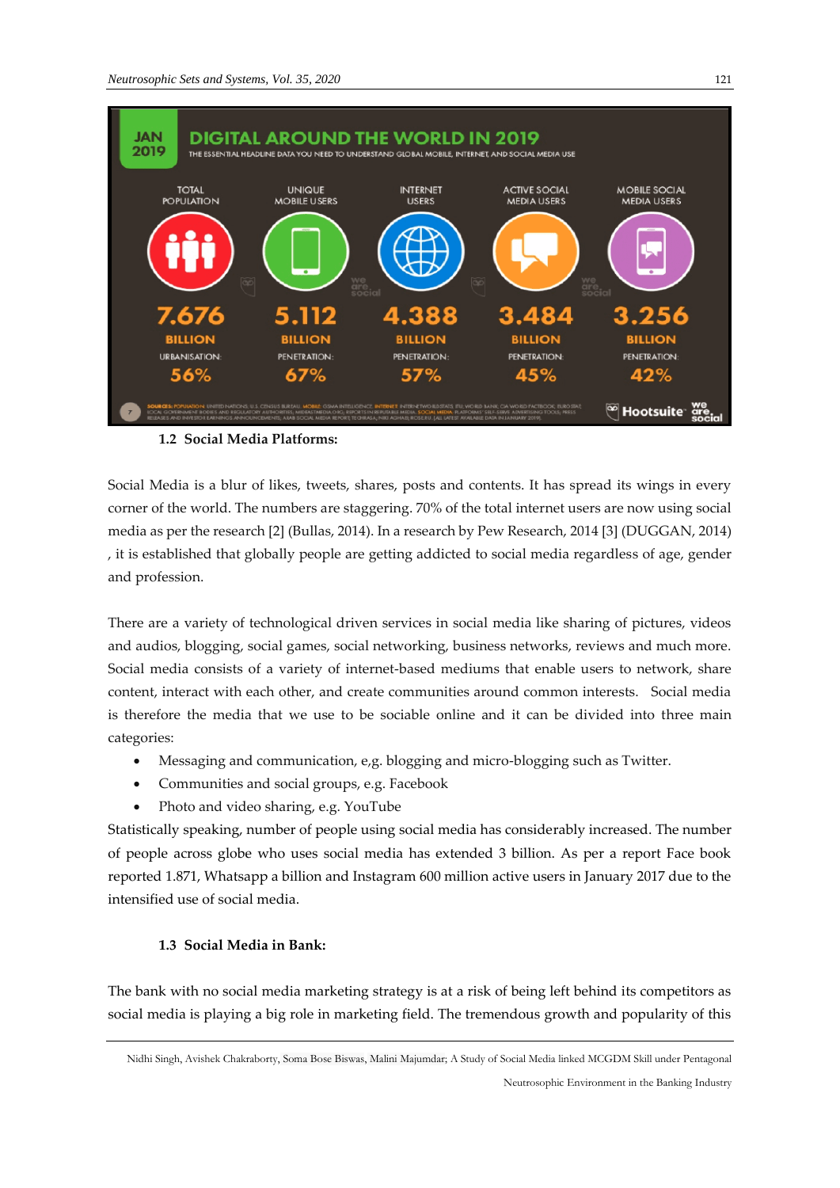## 1.2 Social Media Platforms:

Social Media is a blur of likes, tweets, shares, posts and contents. It has spread its wings in every corner of the world. The numbers are staggering. 70% of the total internet users are now using social media as per the research [2] (Bullas, 2014). In a research by Pew Research, 2014 [3] (DUGGAN, 2014) , it is established that globally people are getting addicted to social media regardless of age, gender and profession.

There are a variety of technological driven services in social media like sharing of pictures, videos and audios, blogging, social games, social networking, business networks, reviews and much more. Social media consists of a variety of internet-based mediums that enable users to network, share content, interact with each other, and create communities around common interests. Social media is therefore the media that we use to be sociable online and it can be divided into three main categories:

- Messaging and communication, e,g. blogging and micro-blogging such as Twitter.
- Communities and social groups, e.g. Facebook
- Photo and video sharing, e.g. YouTube

Statistically speaking, number of people using social media has considerably increased. The number of people across globe who uses social media has extended 3 billion. As per a report Face book reported 1.871, Whatsapp a billion and Instagram 600 million active users in January 2017 due to the intensified use of social media.

## 1.3 Social Media in Bank:

The bank with no social media marketing strategy is at a risk of being left behind its competitors as social media is playing a big role in marketing field. The tremendous growth and popularity of this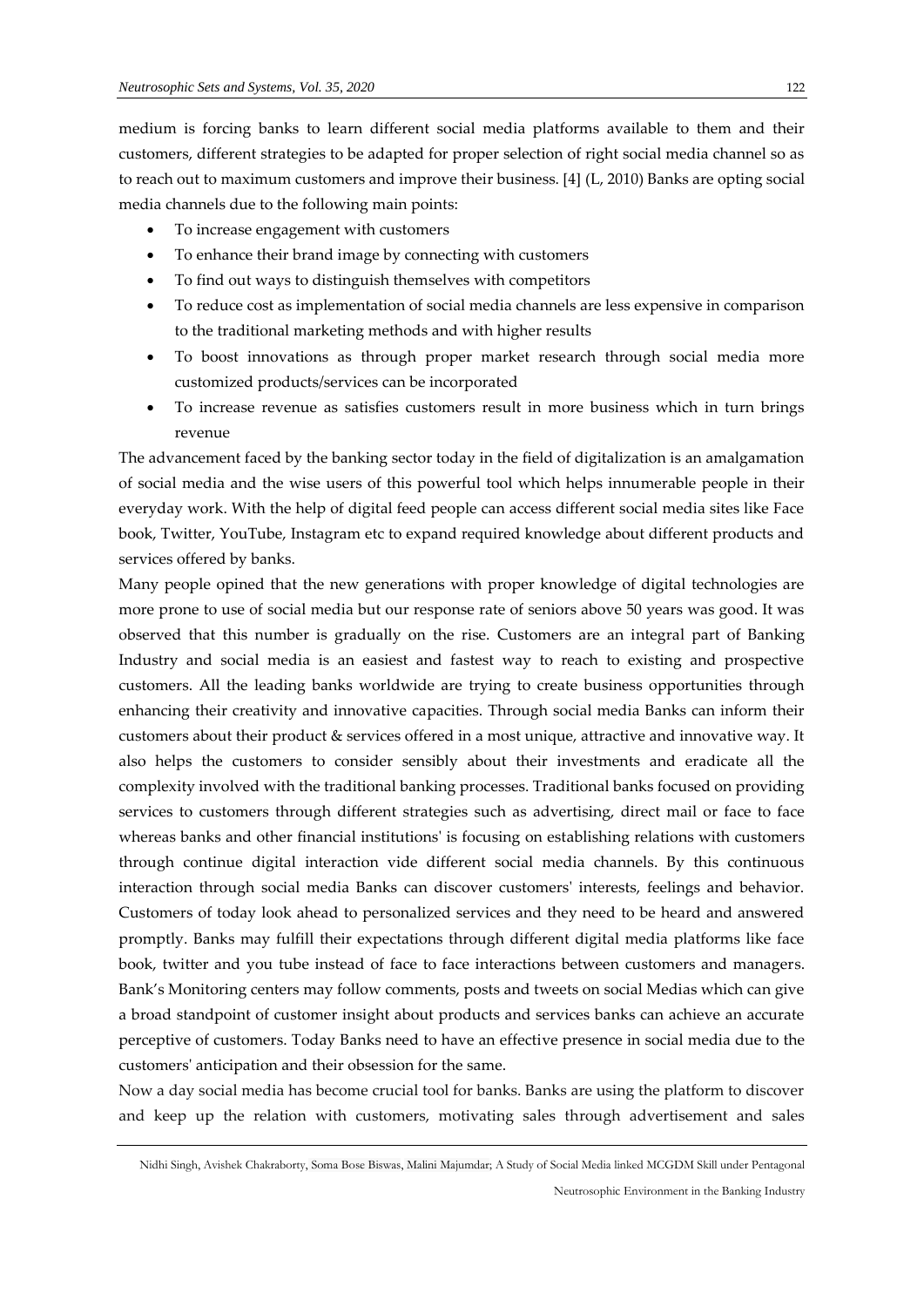medium is forcing banks to learn different social media platforms available to them and their customers, different strategies to be adapted for proper selection of right social media channel so as to reach out to maximum customers and improve their business. [4] (L, 2010) Banks are opting social media channels due to the following main points:

- To increase engagement with customers
- To enhance their brand image by connecting with customers
- To find out ways to distinguish themselves with competitors
- To reduce cost as implementation of social media channels are less expensive in comparison to the traditional marketing methods and with higher results
- To boost innovations as through proper market research through social media more customized products/services can be incorporated
- To increase revenue as satisfies customers result in more business which in turn brings revenue

The advancement faced by the banking sector today in the field of digitalization is an amalgamation of social media and the wise users of this powerful tool which helps innumerable people in their everyday work. With the help of digital feed people can access different social media sites like Face book, Twitter, YouTube, Instagram etc to expand required knowledge about different products and services offered by banks.

Many people opined that the new generations with proper knowledge of digital technologies are more prone to use of social media but our response rate of seniors above 50 years was good. It was observed that this number is gradually on the rise. Customers are an integral part of Banking Industry and social media is an easiest and fastest way to reach to existing and prospective customers. All the leading banks worldwide are trying to create business opportunities through enhancing their creativity and innovative capacities. Through social media Banks can inform their customers about their product & services offered in a most unique, attractive and innovative way. It also helps the customers to consider sensibly about their investments and eradicate all the complexity involved with the traditional banking processes. Traditional banks focused on providing services to customers through different strategies such as advertising, direct mail or face to face whereas banks and other financial institutions' is focusing on establishing relations with customers through continue digital interaction vide different social media channels. By this continuous interaction through social media Banks can discover customers' interests, feelings and behavior. Customers of today look ahead to personalized services and they need to be heard and answered promptly. Banks may fulfill their expectations through different digital media platforms like face book, twitter and you tube instead of face to face interactions between customers and managers. Bank's Monitoring centers may follow comments, posts and tweets on social Medias which can give a broad standpoint of customer insight about products and services banks can achieve an accurate perceptive of customers. Today Banks need to have an effective presence in social media due to the customers' anticipation and their obsession for the same.

Now a day social media has become crucial tool for banks. Banks are using the platform to discover and keep up the relation with customers, motivating sales through advertisement and sales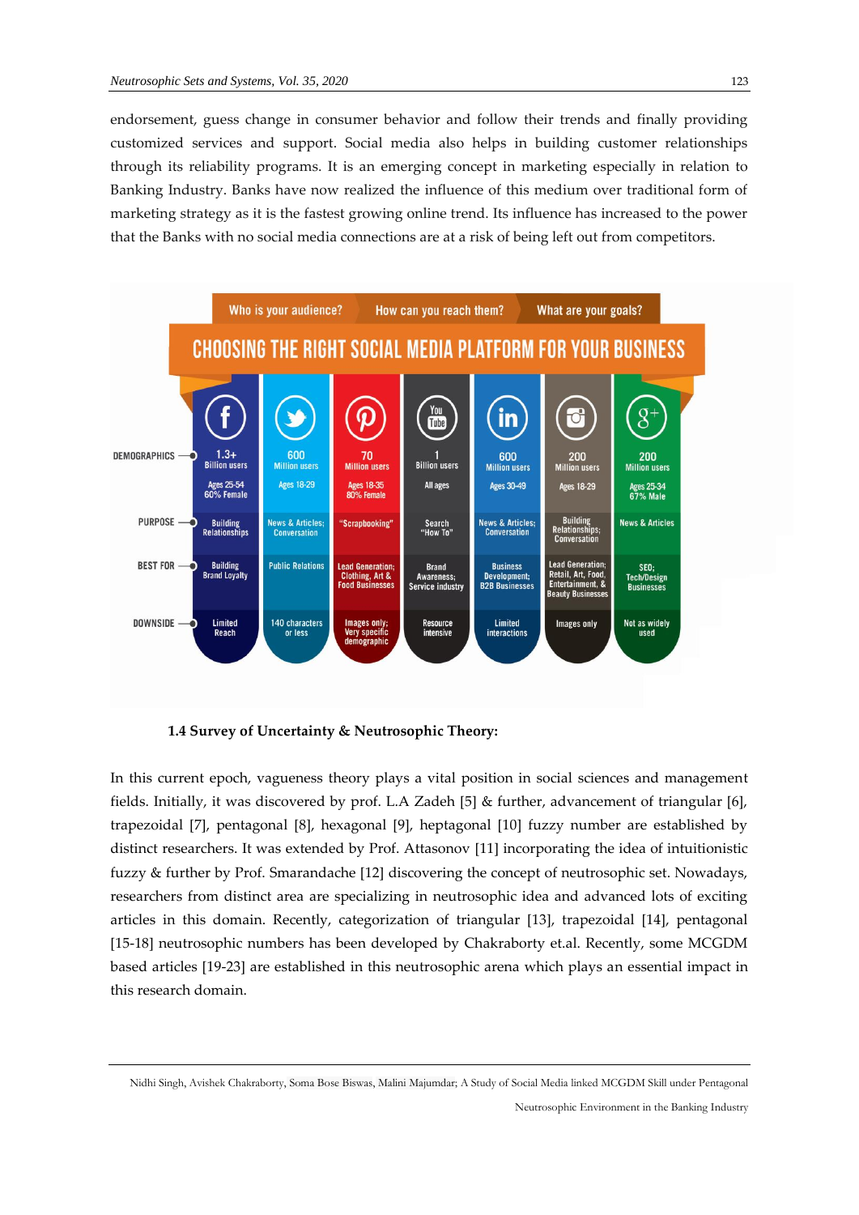endorsement, guess change in consumer behavior and follow their trends and finally providing customized services and support. Social media also helps in building customer relationships through its reliability programs. It is an emerging concept in marketing especially in relation to Banking Industry. Banks have now realized the influence of this medium over traditional form of marketing strategy as it is the fastest growing online trend. Its influence has increased to the power that the Banks with no social media connections are at a risk of being left out from competitors.

Who is your audience? How can you reach them? What are your goals?

**CHOOSING THE RIGHT SOCIAL MEDIA PLATFORM FOR YOUR BUSINESS**

| | Facebook | Twitter | Pinterest | YouTube | LinkedIn | Instagram | Google+ |
|---|---|---|---|---|---|---|---|
| DEMOGRAPHICS | 1.3+ Billion users; Ages 25-54; 60% Female | 600 Million users; Ages 18-29 | 70 Million users; Ages 18-35; 80% Female | 1 Billion users; All ages | 600 Million users; Ages 30-49 | 200 Million users; Ages 18-29 | 200 Million users; Ages 25-34; 67% Male |
| PURPOSE | Building Relationships | News & Articles; Conversation | "Scrapbooking" | Search "How To" | News & Articles; Conversation | Building Relationships; Conversation | News & Articles |
| BEST FOR | Building Brand Loyalty | Public Relations | Lead Generation; Clothing, Art & Food Businesses | Brand Awareness; Service industry | Business Development; B2B Businesses | Lead Generation; Retail, Art, Food, Entertainment, & Beauty Businesses | SEO; Tech/Design Businesses |
| DOWNSIDE | Limited Reach | 140 characters or less | Images only; Very specific demographic | Resource intensive | Limited interactions | Images only | Not as widely used |

**1.4 Survey of Uncertainty & Neutrosophic Theory:**

In this current epoch, vagueness theory plays a vital position in social sciences and management fields. Initially, it was discovered by prof. L.A Zadeh [5] & further, advancement of triangular [6], trapezoidal [7], pentagonal [8], hexagonal [9], heptagonal [10] fuzzy number are established by distinct researchers. It was extended by Prof. Attasonov [11] incorporating the idea of intuitionistic fuzzy & further by Prof. Smarandache [12] discovering the concept of neutrosophic set. Nowadays, researchers from distinct area are specializing in neutrosophic idea and advanced lots of exciting articles in this domain. Recently, categorization of triangular [13], trapezoidal [14], pentagonal [15-18] neutrosophic numbers has been developed by Chakraborty et.al. Recently, some MCGDM based articles [19-23] are established in this neutrosophic arena which plays an essential impact in this research domain.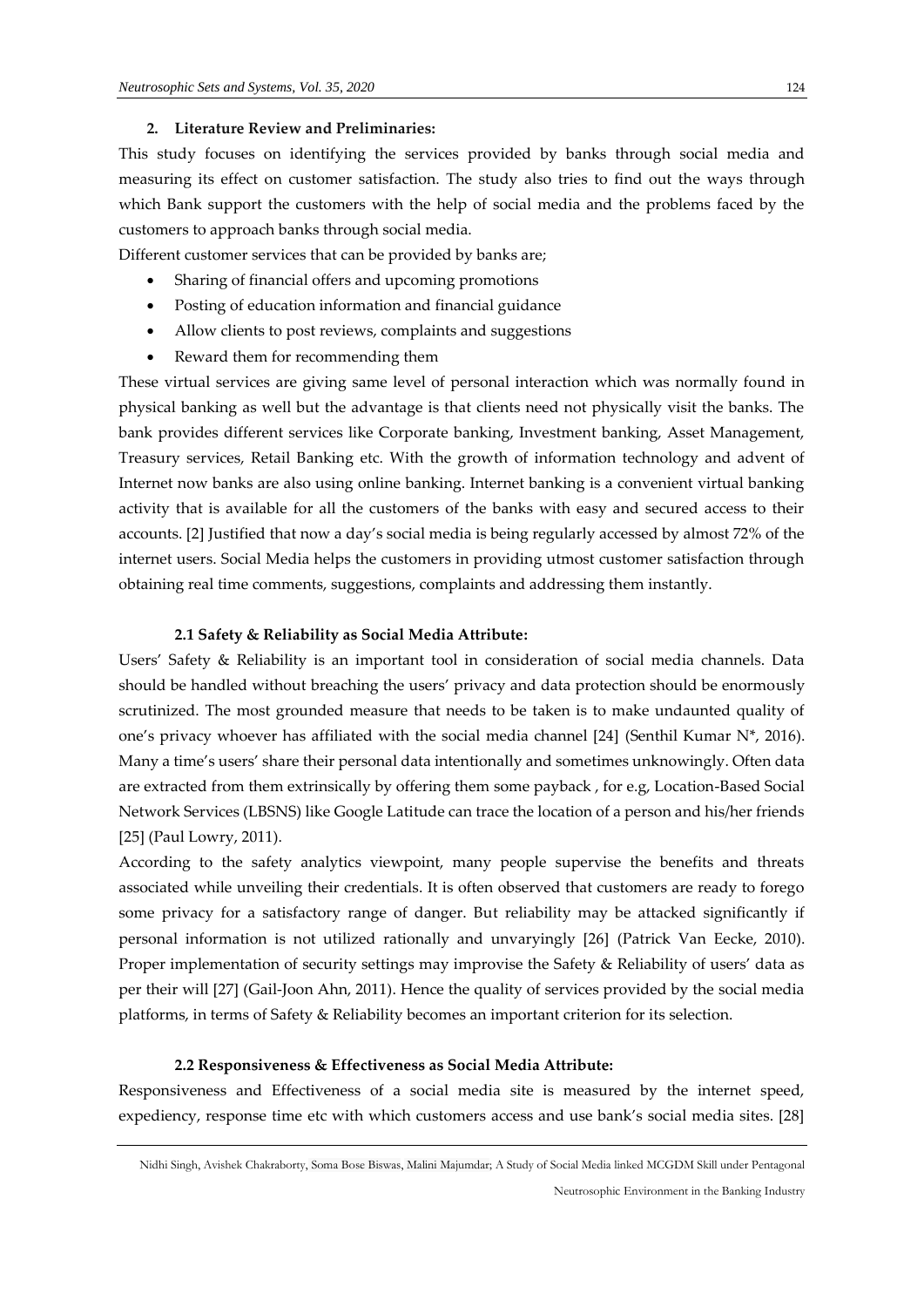## 2. Literature Review and Preliminaries:

This study focuses on identifying the services provided by banks through social media and measuring its effect on customer satisfaction. The study also tries to find out the ways through which Bank support the customers with the help of social media and the problems faced by the customers to approach banks through social media.

Different customer services that can be provided by banks are;

- Sharing of financial offers and upcoming promotions
- Posting of education information and financial guidance
- Allow clients to post reviews, complaints and suggestions
- Reward them for recommending them

These virtual services are giving same level of personal interaction which was normally found in physical banking as well but the advantage is that clients need not physically visit the banks. The bank provides different services like Corporate banking, Investment banking, Asset Management, Treasury services, Retail Banking etc. With the growth of information technology and advent of Internet now banks are also using online banking. Internet banking is a convenient virtual banking activity that is available for all the customers of the banks with easy and secured access to their accounts. [2] Justified that now a day's social media is being regularly accessed by almost 72% of the internet users. Social Media helps the customers in providing utmost customer satisfaction through obtaining real time comments, suggestions, complaints and addressing them instantly.

### 2.1 Safety & Reliability as Social Media Attribute:

Users' Safety & Reliability is an important tool in consideration of social media channels. Data should be handled without breaching the users' privacy and data protection should be enormously scrutinized. The most grounded measure that needs to be taken is to make undaunted quality of one's privacy whoever has affiliated with the social media channel [24] (Senthil Kumar N*, 2016). Many a time's users' share their personal data intentionally and sometimes unknowingly. Often data are extracted from them extrinsically by offering them some payback , for e.g, Location-Based Social Network Services (LBSNS) like Google Latitude can trace the location of a person and his/her friends [25] (Paul Lowry, 2011).

According to the safety analytics viewpoint, many people supervise the benefits and threats associated while unveiling their credentials. It is often observed that customers are ready to forego some privacy for a satisfactory range of danger. But reliability may be attacked significantly if personal information is not utilized rationally and unvaryingly [26] (Patrick Van Eecke, 2010). Proper implementation of security settings may improvise the Safety & Reliability of users' data as per their will [27] (Gail-Joon Ahn, 2011). Hence the quality of services provided by the social media platforms, in terms of Safety & Reliability becomes an important criterion for its selection.

### 2.2 Responsiveness & Effectiveness as Social Media Attribute:

Responsiveness and Effectiveness of a social media site is measured by the internet speed, expediency, response time etc with which customers access and use bank's social media sites. [28]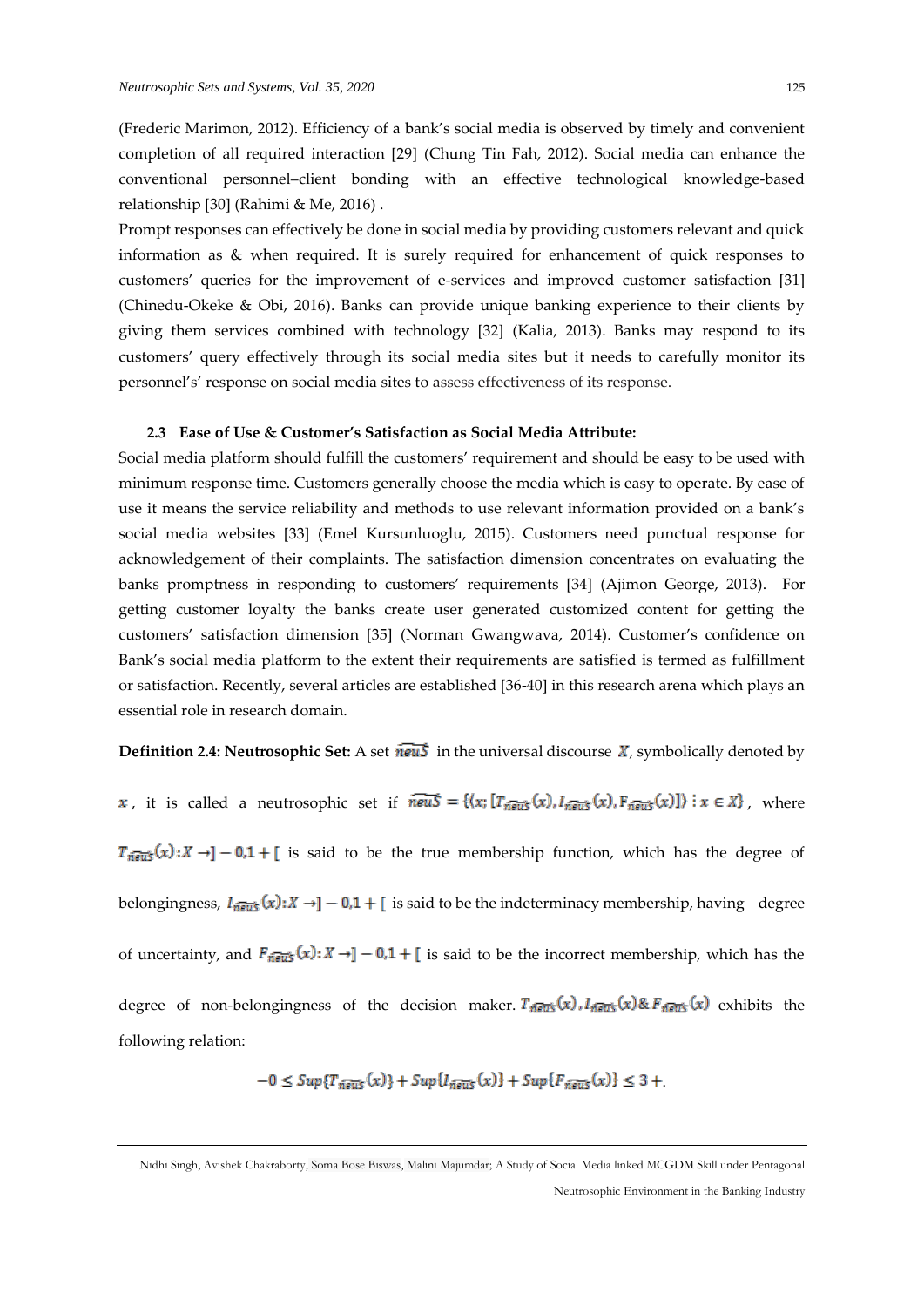(Frederic Marimon, 2012). Efficiency of a bank's social media is observed by timely and convenient completion of all required interaction [29] (Chung Tin Fah, 2012). Social media can enhance the conventional personnel–client bonding with an effective technological knowledge-based relationship [30] (Rahimi & Me, 2016) .

Prompt responses can effectively be done in social media by providing customers relevant and quick information as & when required. It is surely required for enhancement of quick responses to customers' queries for the improvement of e-services and improved customer satisfaction [31] (Chinedu-Okeke & Obi, 2016). Banks can provide unique banking experience to their clients by giving them services combined with technology [32] (Kalia, 2013). Banks may respond to its customers' query effectively through its social media sites but it needs to carefully monitor its personnel's' response on social media sites to assess effectiveness of its response.

### 2.3 Ease of Use & Customer's Satisfaction as Social Media Attribute:

Social media platform should fulfill the customers' requirement and should be easy to be used with minimum response time. Customers generally choose the media which is easy to operate. By ease of use it means the service reliability and methods to use relevant information provided on a bank's social media websites [33] (Emel Kursunluoglu, 2015). Customers need punctual response for acknowledgement of their complaints. The satisfaction dimension concentrates on evaluating the banks promptness in responding to customers' requirements [34] (Ajimon George, 2013). For getting customer loyalty the banks create user generated customized content for getting the customers' satisfaction dimension [35] (Norman Gwangwava, 2014). Customer's confidence on Bank's social media platform to the extent their requirements are satisfied is termed as fulfillment or satisfaction. Recently, several articles are established [36-40] in this research arena which plays an essential role in research domain.

**Definition 2.4: Neutrosophic Set:** A set $\widetilde{neuS}$ in the universal discourse $X$, symbolically denoted by $x$, it is called a neutrosophic set if $\widetilde{neuS} = \{\langle x; [T_{\widetilde{neuS}}(x), I_{\widetilde{neuS}}(x), F_{\widetilde{neuS}}(x)] \rangle : x \in X\}$, where $T_{\widetilde{neuS}}(x): X \to ]-0,1+[$ is said to be the true membership function, which has the degree of belongingness, $I_{\widetilde{neuS}}(x): X \to ]-0,1+[$ is said to be the indeterminacy membership, having degree of uncertainty, and $F_{\widetilde{neuS}}(x): X \to ]-0,1+[$ is said to be the incorrect membership, which has the degree of non-belongingness of the decision maker. $T_{\widetilde{neuS}}(x), I_{\widetilde{neuS}}(x) \& F_{\widetilde{neuS}}(x)$ exhibits the following relation:

$$-0 \leq Sup\{T_{\widetilde{neuS}}(x)\} + Sup\{I_{\widetilde{neuS}}(x)\} + Sup\{F_{\widetilde{neuS}}(x)\} \leq 3+.$$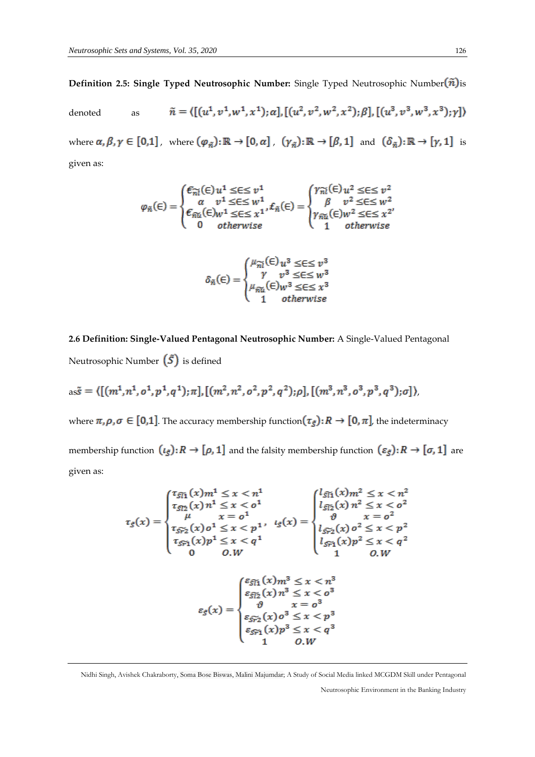**Definition 2.5: Single Typed Neutrosophic Number:** Single Typed Neutrosophic Number$(\tilde{n})$is denoted as $\tilde{n} = \langle[(u^1, v^1, w^1, x^1); \alpha], [(u^2, v^2, w^2, x^2); \beta], [(u^3, v^3, w^3, x^3); \gamma]\rangle$

where $\alpha, \beta, \gamma \in [0,1]$, where $(\varphi_{\tilde{n}}): \mathbb{R} \to [0, \alpha]$, $(\gamma_{\tilde{n}}): \mathbb{R} \to [\beta, 1]$ and $(\delta_{\tilde{n}}): \mathbb{R} \to [\gamma, 1]$ is given as:

$$\varphi_{\tilde{n}}(\in) = \begin{cases} \epsilon_{\widetilde{nl}}(\in) u^1 \leq \in \leq v^1 \\ \alpha \quad v^1 \leq \in \leq w^1 \\ \epsilon_{\widetilde{nu}}(\in) w^1 \leq \in \leq x^1 \\ 0 \quad otherwise \end{cases}, \pounds_{\tilde{n}}(\in) = \begin{cases} \gamma_{\widetilde{nl}}(\in) u^2 \leq \in \leq v^2 \\ \beta \quad v^2 \leq \in \leq w^2 \\ \gamma_{\widetilde{nu}}(\in) w^2 \leq \in \leq x^2 \\ 1 \quad otherwise \end{cases},$$

$$\delta_{\tilde{n}}(\in) = \begin{cases} \mu_{\widetilde{nl}}(\in) u^3 \leq \in \leq v^3 \\ \gamma \quad v^3 \leq \in \leq w^3 \\ \mu_{\widetilde{nu}}(\in) w^3 \leq \in \leq x^3 \\ 1 \quad otherwise \end{cases}$$

**2.6 Definition: Single-Valued Pentagonal Neutrosophic Number:** A Single-Valued Pentagonal Neutrosophic Number $(\tilde{S})$ is defined

as$\tilde{S} = \langle[(m^1, n^1, o^1, p^1, q^1); \pi], [(m^2, n^2, o^2, p^2, q^2); \rho], [(m^3, n^3, o^3, p^3, q^3); \sigma]\rangle$,

where $\pi, \rho, \sigma \in [0,1]$. The accuracy membership function$(\tau_{\tilde{S}}): R \to [0, \pi]$, the indeterminacy membership function $(\iota_{\tilde{S}}): R \to [\rho, 1]$ and the falsity membership function $(\varepsilon_{\tilde{S}}): R \to [\sigma, 1]$ are given as:

$$\tau_{\tilde{S}}(x) = \begin{cases} \tau_{\widetilde{Sl1}}(x) m^1 \leq x < n^1 \\ \tau_{\widetilde{Sl2}}(x) n^1 \leq x < o^1 \\ \mu \quad x = o^1 \\ \tau_{\widetilde{Sr2}}(x) o^1 \leq x < p^1 \\ \tau_{\widetilde{Sr1}}(x) p^1 \leq x < q^1 \\ 0 \quad O.W \end{cases}, \quad \iota_{\tilde{S}}(x) = \begin{cases} l_{\widetilde{Sl1}}(x) m^2 \leq x < n^2 \\ l_{\widetilde{Sl2}}(x) n^2 \leq x < o^2 \\ \vartheta \quad x = o^2 \\ l_{\widetilde{Sr2}}(x) o^2 \leq x < p^2 \\ l_{\widetilde{Sr1}}(x) p^2 \leq x < q^2 \\ 1 \quad O.W \end{cases}$$

$$\varepsilon_{\tilde{S}}(x) = \begin{cases} \varepsilon_{\widetilde{Sl1}}(x) m^3 \leq x < n^3 \\ \varepsilon_{\widetilde{Sl2}}(x) n^3 \leq x < o^3 \\ \vartheta \quad x = o^3 \\ \varepsilon_{\widetilde{Sr2}}(x) o^3 \leq x < p^3 \\ \varepsilon_{\widetilde{Sr1}}(x) p^3 \leq x < q^3 \\ 1 \quad O.W \end{cases}$$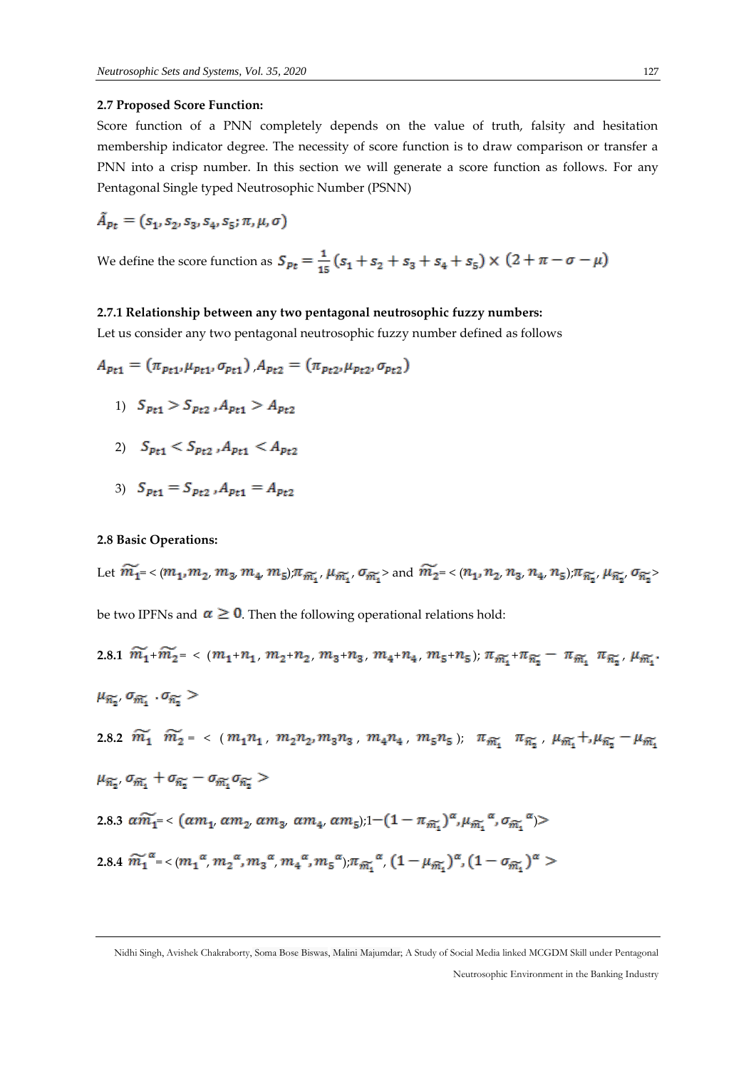**2.7 Proposed Score Function:**

Score function of a PNN completely depends on the value of truth, falsity and hesitation membership indicator degree. The necessity of score function is to draw comparison or transfer a PNN into a crisp number. In this section we will generate a score function as follows. For any Pentagonal Single typed Neutrosophic Number (PSNN)

$$\tilde{A}_{Pt} = (s_1, s_2, s_3, s_4, s_5; \pi, \mu, \sigma)$$

We define the score function as $S_{Pt} = \frac{1}{15}(s_1 + s_2 + s_3 + s_4 + s_5) \times (2 + \pi - \sigma - \mu)$

**2.7.1 Relationship between any two pentagonal neutrosophic fuzzy numbers:**

Let us consider any two pentagonal neutrosophic fuzzy number defined as follows

$$A_{Pt1} = (\pi_{Pt1}, \mu_{Pt1}, \sigma_{Pt1}), A_{Pt2} = (\pi_{Pt2}, \mu_{Pt2}, \sigma_{Pt2})$$

1) $S_{Pt1} > S_{Pt2}, A_{Pt1} > A_{Pt2}$

2) $S_{Pt1} < S_{Pt2}, A_{Pt1} < A_{Pt2}$

3) $S_{Pt1} = S_{Pt2}, A_{Pt1} = A_{Pt2}$

**2.8 Basic Operations:**

Let $\widetilde{m_1} = < (m_1, m_2, m_3, m_4, m_5); \pi_{\widetilde{m_1}}, \mu_{\widetilde{m_1}}, \sigma_{\widetilde{m_1}} >$ and $\widetilde{m_2} = < (n_1, n_2, n_3, n_4, n_5); \pi_{\widetilde{n_2}}, \mu_{\widetilde{n_2}}, \sigma_{\widetilde{n_2}} >$

be two IPFNs and $\alpha \geq 0$. Then the following operational relations hold:

**2.8.1** $\widetilde{m_1} + \widetilde{m_2} = < (m_1 + n_1, m_2 + n_2, m_3 + n_3, m_4 + n_4, m_5 + n_5); \pi_{\widetilde{m_1}} + \pi_{\widetilde{n_2}} - \pi_{\widetilde{m_1}} \pi_{\widetilde{n_2}}, \mu_{\widetilde{m_1}} \cdot \mu_{\widetilde{n_2}}, \sigma_{\widetilde{m_1}} \cdot \sigma_{\widetilde{n_2}} >$

**2.8.2** $\widetilde{m_1} \; \widetilde{m_2} = < (m_1 n_1, m_2 n_2, m_3 n_3, m_4 n_4, m_5 n_5); \pi_{\widetilde{m_1}} \pi_{\widetilde{n_2}}, \mu_{\widetilde{m_1}} +, \mu_{\widetilde{n_2}} - \mu_{\widetilde{m_1}} \mu_{\widetilde{n_2}}, \sigma_{\widetilde{m_1}} + \sigma_{\widetilde{n_2}} - \sigma_{\widetilde{m_1}} \sigma_{\widetilde{n_2}} >$

**2.8.3** $\alpha\widetilde{m_1} = < (\alpha m_1, \alpha m_2, \alpha m_3, \alpha m_4, \alpha m_5); 1 - (1 - \pi_{\widetilde{m_1}})^\alpha, \mu_{\widetilde{m_1}}{}^\alpha, \sigma_{\widetilde{m_1}}{}^\alpha) >$

**2.8.4** $\widetilde{m_1}^\alpha = < (m_1{}^\alpha, m_2{}^\alpha, m_3{}^\alpha, m_4{}^\alpha, m_5{}^\alpha); \pi_{\widetilde{m_1}}{}^\alpha, (1 - \mu_{\widetilde{m_1}})^\alpha, (1 - \sigma_{\widetilde{m_1}})^\alpha >$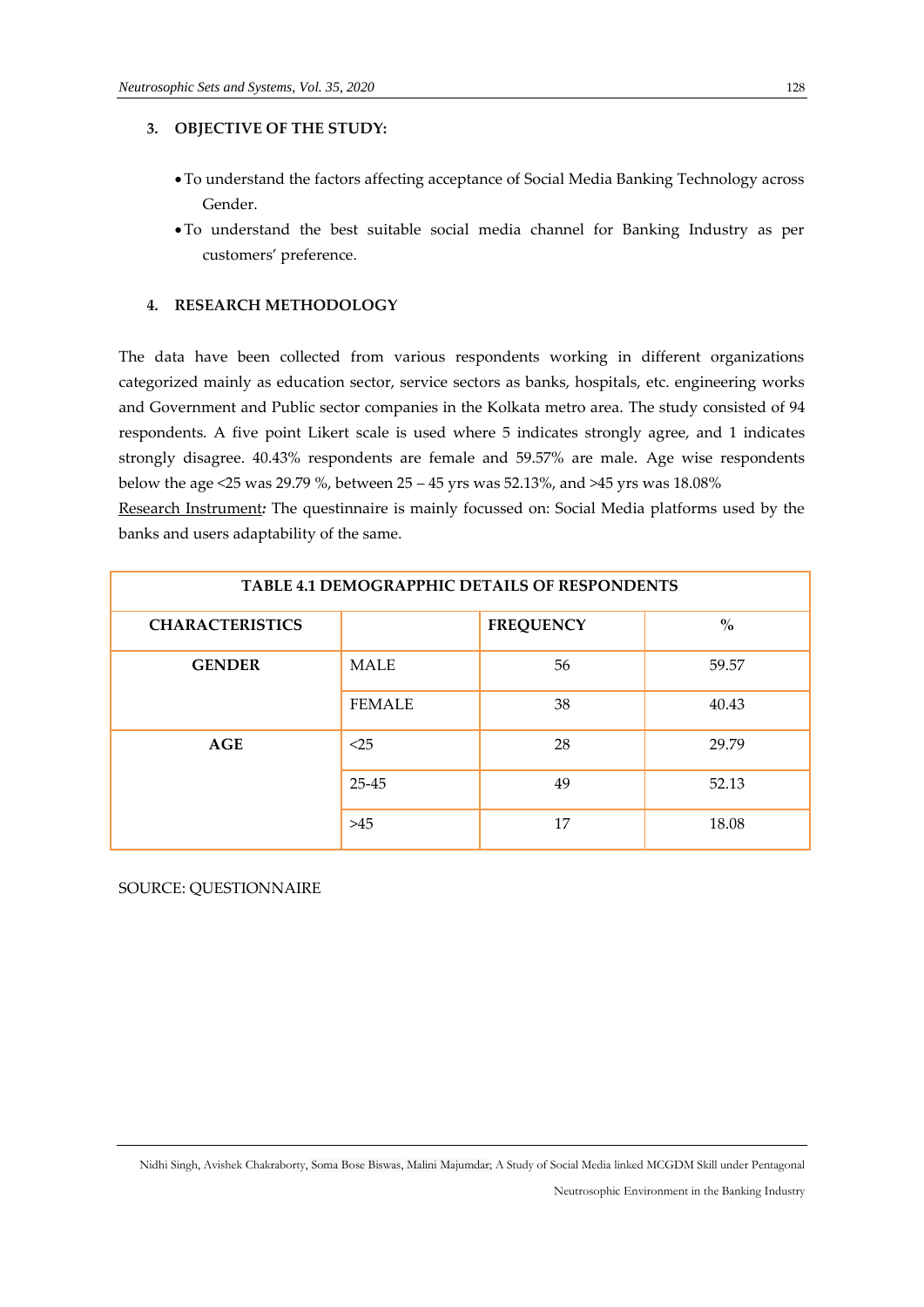## 3. OBJECTIVE OF THE STUDY:

- To understand the factors affecting acceptance of Social Media Banking Technology across Gender.
- To understand the best suitable social media channel for Banking Industry as per customers' preference.

## 4. RESEARCH METHODOLOGY

The data have been collected from various respondents working in different organizations categorized mainly as education sector, service sectors as banks, hospitals, etc. engineering works and Government and Public sector companies in the Kolkata metro area. The study consisted of 94 respondents. A five point Likert scale is used where 5 indicates strongly agree, and 1 indicates strongly disagree. 40.43% respondents are female and 59.57% are male. Age wise respondents below the age <25 was 29.79 %, between 25 – 45 yrs was 52.13%, and >45 yrs was 18.08%

Research Instrument: The questinnaire is mainly focussed on: Social Media platforms used by the banks and users adaptability of the same.

**TABLE 4.1 DEMOGRAPPHIC DETAILS OF RESPONDENTS**

| CHARACTERISTICS | | FREQUENCY | % |
|---|---|---|---|
| GENDER | MALE | 56 | 59.57 |
| | FEMALE | 38 | 40.43 |
| AGE | <25 | 28 | 29.79 |
| | 25-45 | 49 | 52.13 |
| | >45 | 17 | 18.08 |

SOURCE: QUESTIONNAIRE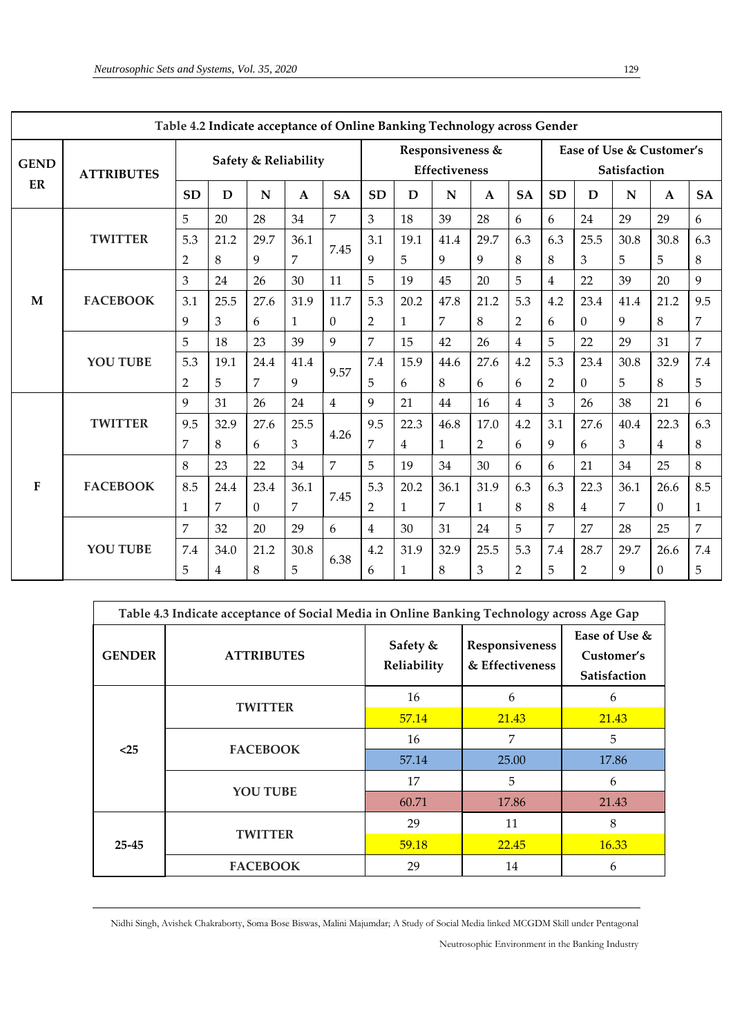**Table 4.2 Indicate acceptance of Online Banking Technology across Gender**

| GENDER | ATTRIBUTES | Safety & Reliability | | | | | Responsiveness & Effectiveness | | | | | Ease of Use & Customer's Satisfaction | | | | |
|---|---|---|---|---|---|---|---|---|---|---|---|---|---|---|---|---|
| | | SD | D | N | A | SA | SD | D | N | A | SA | SD | D | N | A | SA |
| M | TWITTER | 5 | 20 | 28 | 34 | 7 | 3 | 18 | 39 | 28 | 6 | 6 | 24 | 29 | 29 | 6 |
| | | 5.32 | 21.28 | 29.79 | 36.17 | 7.45 | 3.19 | 19.15 | 41.49 | 29.79 | 6.38 | 6.38 | 25.53 | 30.85 | 30.85 | 6.38 |
| | FACEBOOK | 3 | 24 | 26 | 30 | 11 | 5 | 19 | 45 | 20 | 5 | 4 | 22 | 39 | 20 | 9 |
| | | 3.19 | 25.53 | 27.66 | 31.91 | 11.70 | 5.32 | 20.21 | 47.87 | 21.28 | 5.32 | 4.26 | 23.40 | 41.49 | 21.28 | 9.57 |
| | YOU TUBE | 5 | 18 | 23 | 39 | 9 | 7 | 15 | 42 | 26 | 4 | 5 | 22 | 29 | 31 | 7 |
| | | 5.32 | 19.15 | 24.47 | 41.49 | 9.57 | 7.45 | 15.96 | 44.68 | 27.66 | 4.26 | 5.32 | 23.40 | 30.85 | 32.98 | 7.45 |
| F | TWITTER | 9 | 31 | 26 | 24 | 4 | 9 | 21 | 44 | 16 | 4 | 3 | 26 | 38 | 21 | 6 |
| | | 9.57 | 32.98 | 27.66 | 25.53 | 4.26 | 9.57 | 22.34 | 46.81 | 17.02 | 4.26 | 3.19 | 27.66 | 40.43 | 22.34 | 6.38 |
| | FACEBOOK | 8 | 23 | 22 | 34 | 7 | 5 | 19 | 34 | 30 | 6 | 6 | 21 | 34 | 25 | 8 |
| | | 8.51 | 24.47 | 23.40 | 36.17 | 7.45 | 5.32 | 20.21 | 36.17 | 31.91 | 6.38 | 6.38 | 22.34 | 36.17 | 26.60 | 8.51 |
| | YOU TUBE | 7 | 32 | 20 | 29 | 6 | 4 | 30 | 31 | 24 | 5 | 7 | 27 | 28 | 25 | 7 |
| | | 7.45 | 34.04 | 21.28 | 30.85 | 6.38 | 4.26 | 31.91 | 32.98 | 25.53 | 5.32 | 7.45 | 28.72 | 29.79 | 26.60 | 7.45 |

**Table 4.3 Indicate acceptance of Social Media in Online Banking Technology across Age Gap**

| GENDER | ATTRIBUTES | Safety & Reliability | Responsiveness & Effectiveness | Ease of Use & Customer's Satisfaction |
|---|---|---|---|---|
| <25 | TWITTER | 16 | 6 | 6 |
| | | 57.14 | 21.43 | 21.43 |
| | FACEBOOK | 16 | 7 | 5 |
| | | 57.14 | 25.00 | 17.86 |
| | YOU TUBE | 17 | 5 | 6 |
| | | 60.71 | 17.86 | 21.43 |
| 25-45 | TWITTER | 29 | 11 | 8 |
| | | 59.18 | 22.45 | 16.33 |
| | FACEBOOK | 29 | 14 | 6 |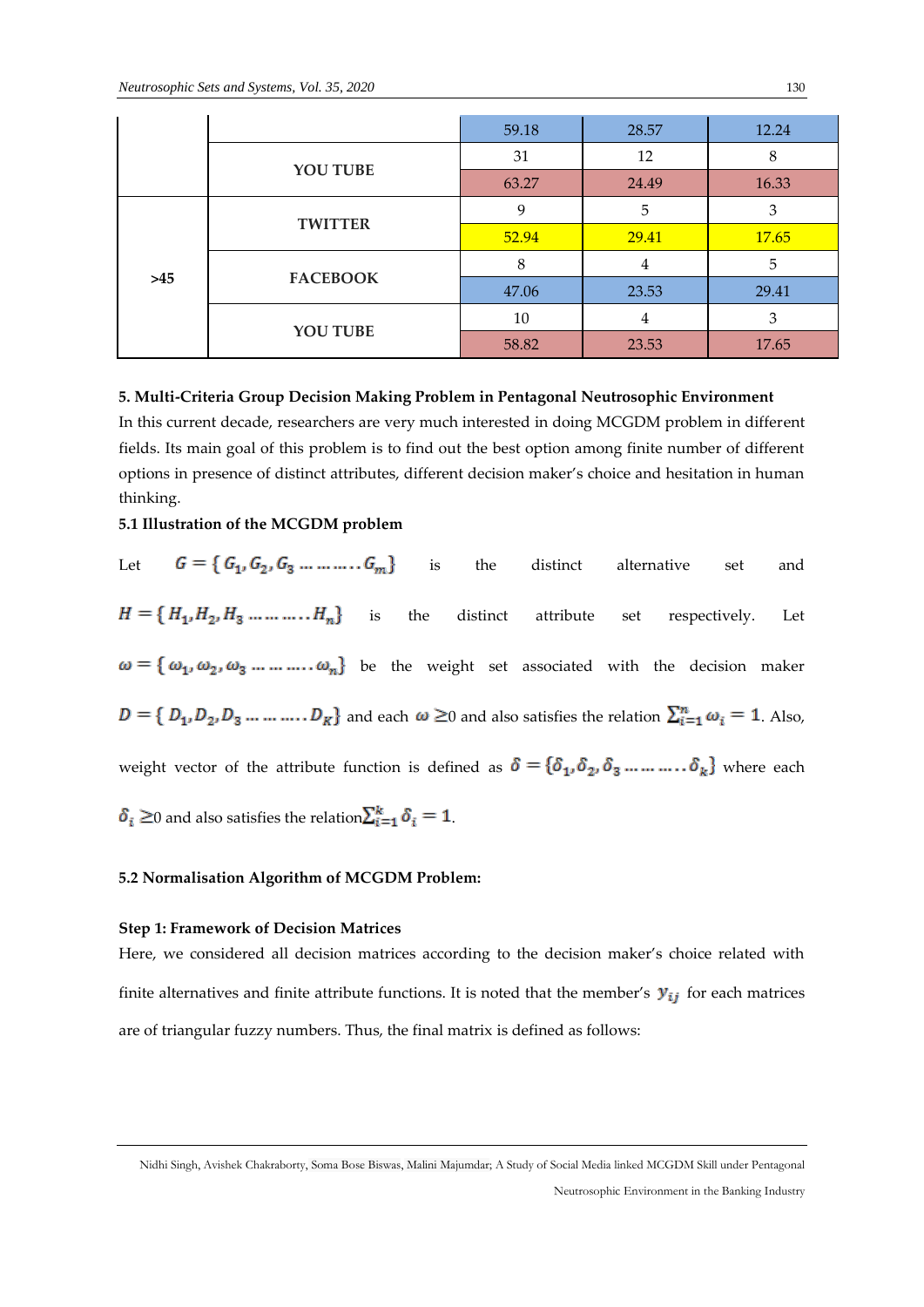|  |  | 59.18 | 28.57 | 12.24 |
| --- | --- | --- | --- | --- |
|  | YOU TUBE | 31 | 12 | 8 |
|  |  | 63.27 | 24.49 | 16.33 |
| >45 | TWITTER | 9 | 5 | 3 |
|  |  | 52.94 | 29.41 | 17.65 |
|  | FACEBOOK | 8 | 4 | 5 |
|  |  | 47.06 | 23.53 | 29.41 |
|  | YOU TUBE | 10 | 4 | 3 |
|  |  | 58.82 | 23.53 | 17.65 |

**5. Multi-Criteria Group Decision Making Problem in Pentagonal Neutrosophic Environment**

In this current decade, researchers are very much interested in doing MCGDM problem in different fields. Its main goal of this problem is to find out the best option among finite number of different options in presence of distinct attributes, different decision maker's choice and hesitation in human thinking.

**5.1 Illustration of the MCGDM problem**

Let $G = \{ G_1, G_2, G_3 \ldots\ldots\ldots .. G_m \}$ is the distinct alternative set and $H = \{ H_1, H_2, H_3 \ldots\ldots\ldots .. H_n \}$ is the distinct attribute set respectively. Let $\omega = \{ \omega_1, \omega_2, \omega_3 \ldots\ldots\ldots .. \omega_n \}$ be the weight set associated with the decision maker $D = \{ D_1, D_2, D_3 \ldots\ldots\ldots .. D_K \}$ and each $\omega \geq 0$ and also satisfies the relation $\sum_{i=1}^{n} \omega_i = 1$. Also, weight vector of the attribute function is defined as $\delta = \{\delta_1, \delta_2, \delta_3 \ldots\ldots\ldots .. \delta_k\}$ where each $\delta_i \geq 0$ and also satisfies the relation $\sum_{i=1}^{k} \delta_i = 1$.

**5.2 Normalisation Algorithm of MCGDM Problem:**

**Step 1: Framework of Decision Matrices**

Here, we considered all decision matrices according to the decision maker's choice related with finite alternatives and finite attribute functions. It is noted that the member's $y_{ij}$ for each matrices are of triangular fuzzy numbers. Thus, the final matrix is defined as follows: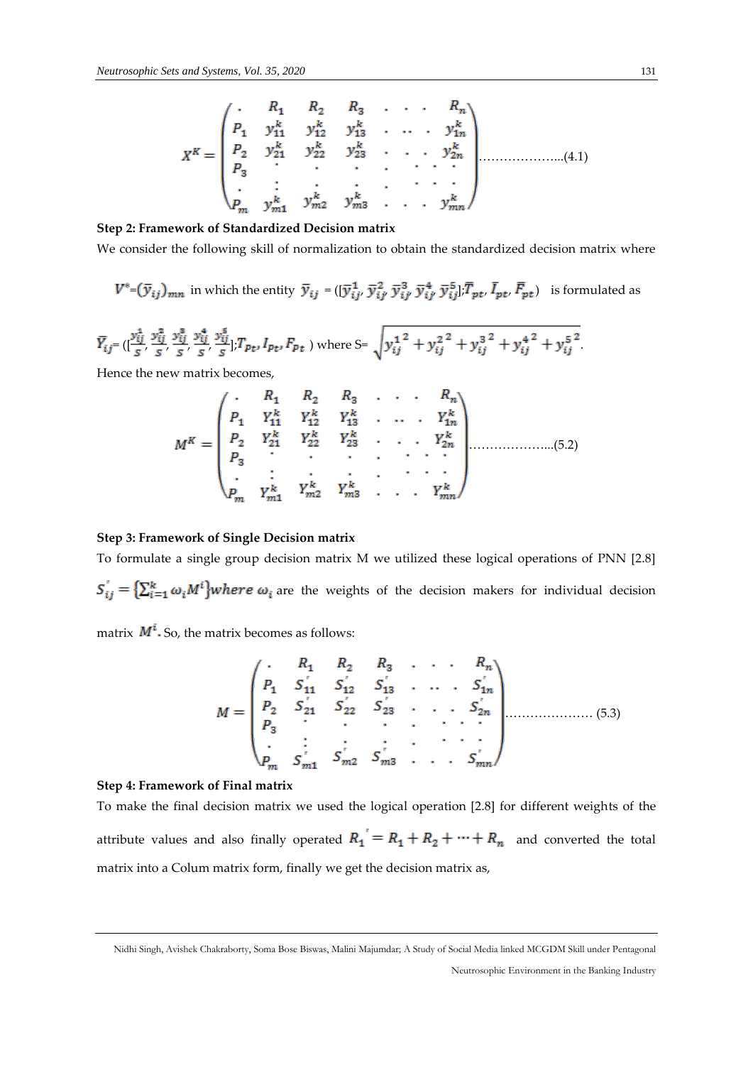$$X^K = \begin{pmatrix} . & R_1 & R_2 & R_3 & . & . & . & R_n \\ P_1 & y_{11}^k & y_{12}^k & y_{13}^k & . & .. & . & y_{1n}^k \\ P_2 & y_{21}^k & y_{22}^k & y_{23}^k & . & . & . & y_{2n}^k \\ P_3 & . & . & . & . & . & . & . \\ . & \vdots & . & . & . & . & . & . \\ P_m & y_{m1}^k & y_{m2}^k & y_{m3}^k & . & . & . & y_{mn}^k \end{pmatrix} \ldots\ldots\ldots\ldots\ldots\ldots(4.1)$$

**Step 2: Framework of Standardized Decision matrix**

We consider the following skill of normalization to obtain the standardized decision matrix where

$V^{*}=(\bar{y}_{ij})_{mn}$ in which the entity $\bar{y}_{ij}$ = $([\bar{y}_{ij}^1, \bar{y}_{ij}^2, \bar{y}_{ij}^3, \bar{y}_{ij}^4, \bar{y}_{ij}^5]; \bar{T}_{pt}, \bar{I}_{pt}, \bar{F}_{pt})$ is formulated as

$\bar{Y}_{ij}$= $([\frac{y_{ij}^1}{S}, \frac{y_{ij}^2}{S}, \frac{y_{ij}^3}{S}, \frac{y_{ij}^4}{S}, \frac{y_{ij}^5}{S}]; T_{pt}, I_{pt}, F_{pt})$ where S= $\sqrt{{y_{ij}^1}^2 + {y_{ij}^2}^2 + {y_{ij}^3}^2 + {y_{ij}^4}^2 + {y_{ij}^5}^2}$.

Hence the new matrix becomes,

$$M^K = \begin{pmatrix} . & R_1 & R_2 & R_3 & . & . & . & R_n \\ P_1 & Y_{11}^k & Y_{12}^k & Y_{13}^k & . & .. & . & Y_{1n}^k \\ P_2 & Y_{21}^k & Y_{22}^k & Y_{23}^k & . & . & . & Y_{2n}^k \\ P_3 & . & . & . & . & . & . & . \\ . & \vdots & . & . & . & . & . & . \\ P_m & Y_{m1}^k & Y_{m2}^k & Y_{m3}^k & . & . & . & Y_{mn}^k \end{pmatrix} \ldots\ldots\ldots\ldots\ldots\ldots(5.2)$$

**Step 3: Framework of Single Decision matrix**

To formulate a single group decision matrix M we utilized these logical operations of PNN [2.8] $S_{ij}^{'} = \{\sum_{i=1}^{k} \omega_i M^i\}$ *where* $\omega_i$ are the weights of the decision makers for individual decision matrix $M^i$. So, the matrix becomes as follows:

$$M = \begin{pmatrix} . & R_1 & R_2 & R_3 & . & . & . & R_n \\ P_1 & S_{11}^{'} & S_{12}^{'} & S_{13}^{'} & . & .. & . & S_{1n}^{'} \\ P_2 & S_{21}^{'} & S_{22}^{'} & S_{23}^{'} & . & . & . & S_{2n}^{'} \\ P_3 & . & . & . & . & . & . & . \\ . & \vdots & . & . & . & . & . & . \\ P_m & S_{m1}^{'} & S_{m2}^{'} & S_{m3}^{'} & . & . & . & S_{mn}^{'} \end{pmatrix} \ldots\ldots\ldots\ldots\ldots\ldots (5.3)$$

**Step 4: Framework of Final matrix**

To make the final decision matrix we used the logical operation [2.8] for different weights of the attribute values and also finally operated $R_1^{'} = R_1 + R_2 + \cdots + R_n$ and converted the total matrix into a Colum matrix form, finally we get the decision matrix as,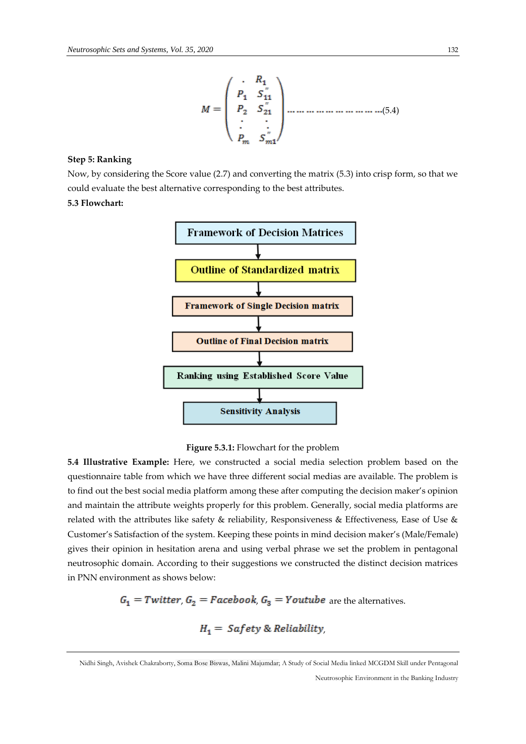$$M = \begin{pmatrix} . & R_1 \\ P_1 & S''_{11} \\ P_2 & S''_{21} \\ \vdots & \vdots \\ P_m & S''_{m1} \end{pmatrix} \quad \ldots\ldots\ldots\ldots\ldots\ldots\ldots\ldots\ldots(5.4)$$

**Step 5: Ranking**

Now, by considering the Score value (2.7) and converting the matrix (5.3) into crisp form, so that we could evaluate the best alternative corresponding to the best attributes.

**5.3 Flowchart:**

Framework of Decision Matrices
↓
Outline of Standardized matrix
↓
Framework of Single Decision matrix
↓
Outline of Final Decision matrix
↓
Ranking using Established Score Value
↓
Sensitivity Analysis

**Figure 5.3.1:** Flowchart for the problem

**5.4 Illustrative Example:** Here, we constructed a social media selection problem based on the questionnaire table from which we have three different social medias are available. The problem is to find out the best social media platform among these after computing the decision maker's opinion and maintain the attribute weights properly for this problem. Generally, social media platforms are related with the attributes like safety & reliability, Responsiveness & Effectiveness, Ease of Use & Customer's Satisfaction of the system. Keeping these points in mind decision maker's (Male/Female) gives their opinion in hesitation arena and using verbal phrase we set the problem in pentagonal neutrosophic domain. According to their suggestions we constructed the distinct decision matrices in PNN environment as shows below:

$G_1 = Twitter$, $G_2 = Facebook$, $G_3 = Youtube$ are the alternatives.

$$H_1 = \text{Safety \& Reliability},$$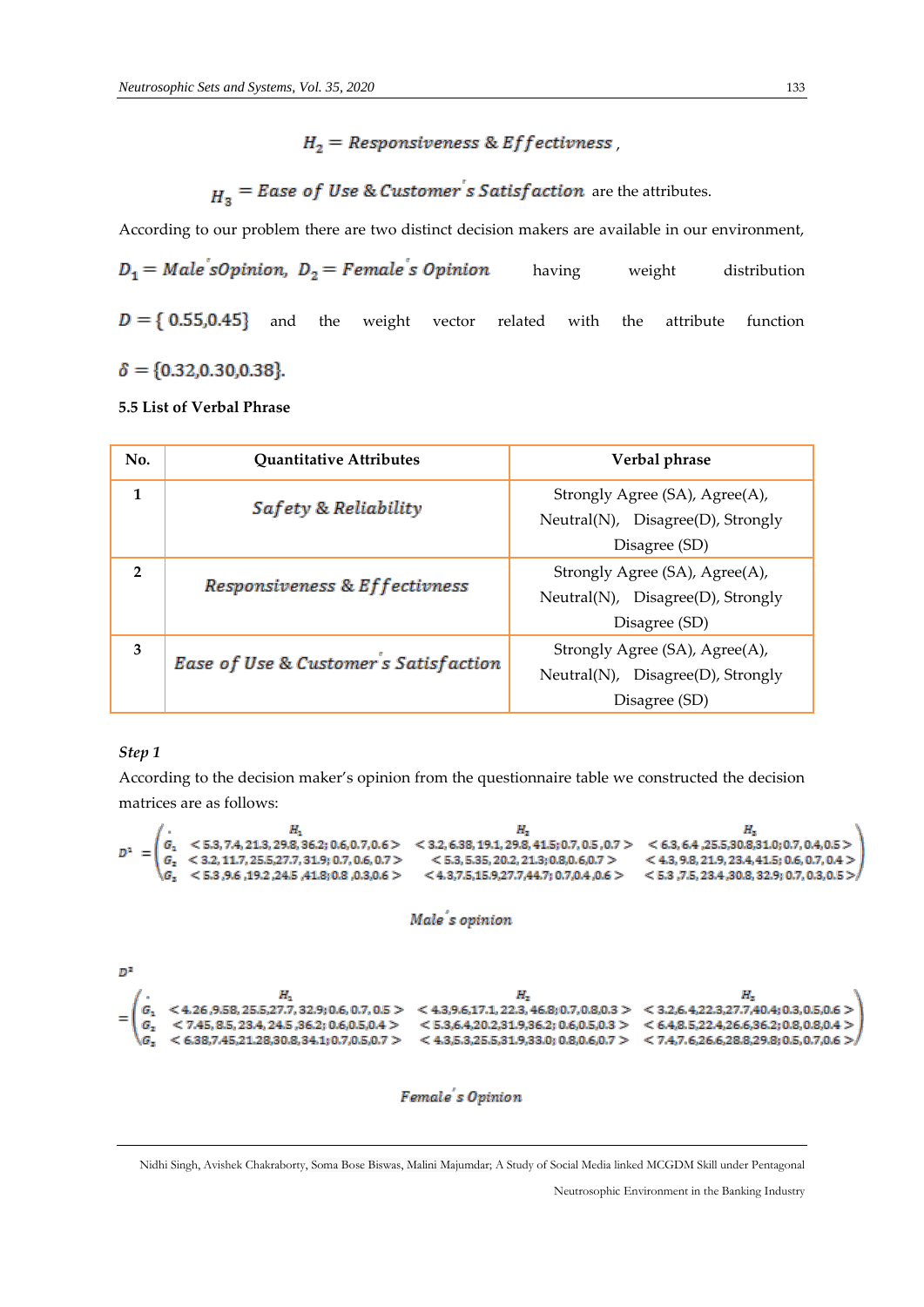$$H_2 = Responsiveness\ \&\ Effectivness\ ,$$

$$H_3 = Ease\ of\ Use\ \&\ Customer's\ Satisfaction$$ are the attributes.

According to our problem there are two distinct decision makers are available in our environment, $D_1 = Male's Opinion,\ D_2 = Female's\ Opinion$ having weight distribution $D = \{0.55, 0.45\}$ and the weight vector related with the attribute function $\delta = \{0.32, 0.30, 0.38\}$.

**5.5 List of Verbal Phrase**

| No. | Quantitative Attributes | Verbal phrase |
|---|---|---|
| 1 | $Safety\ \&\ Reliability$ | Strongly Agree (SA), Agree(A), Neutral(N), Disagree(D), Strongly Disagree (SD) |
| 2 | $Responsiveness\ \&\ Effectivness$ | Strongly Agree (SA), Agree(A), Neutral(N), Disagree(D), Strongly Disagree (SD) |
| 3 | $Ease\ of\ Use\ \&\ Customer's\ Satisfaction$ | Strongly Agree (SA), Agree(A), Neutral(N), Disagree(D), Strongly Disagree (SD) |

***Step 1***

According to the decision maker's opinion from the questionnaire table we constructed the decision matrices are as follows:

$$D^1 = \begin{pmatrix} . & H_1 & H_2 & H_3 \\ G_1 & <5.3, 7.4, 21.3, 29.8, 36.2; 0.6, 0.7, 0.6> & <3.2, 6.38, 19.1, 29.8, 41.5; 0.7, 0.5, 0.7> & <6.3, 6.4, 25.5, 30.8, 31.0; 0.7, 0.4, 0.5> \\ G_2 & <3.2, 11.7, 25.5, 27.7, 31.9; 0.7, 0.6, 0.7> & <5.3, 5.35, 20.2, 21.3; 0.8, 0.6, 0.7> & <4.3, 9.8, 21.9, 23.4, 41.5; 0.6, 0.7, 0.4> \\ G_3 & <5.3, 9.6, 19.2, 24.5, 41.8; 0.8, 0.3, 0.6> & <4.3, 7.5, 15.9, 27.7, 44.7; 0.7, 0.4, 0.6> & <5.3, 7.5, 23.4, 30.8, 32.9; 0.7, 0.3, 0.5> \end{pmatrix}$$

$Male's\ opinion$

$$D^2 = \begin{pmatrix} . & H_1 & H_2 & H_3 \\ G_1 & <4.26, 9.58, 25.5, 27.7, 32.9; 0.6, 0.7, 0.5> & <4.3, 9.6, 17.1, 22.3, 46.8; 0.7, 0.8, 0.3> & <3.2, 6.4, 22.3, 27.7, 40.4; 0.3, 0.5, 0.6> \\ G_2 & <7.45, 8.5, 23.4, 24.5, 36.2; 0.6, 0.5, 0.4> & <5.3, 6.4, 20.2, 31.9, 36.2; 0.6, 0.5, 0.3> & <6.4, 8.5, 22.4, 26.6, 36.2; 0.8, 0.8, 0.4> \\ G_3 & <6.38, 7.45, 21.28, 30.8, 34.1; 0.7, 0.5, 0.7> & <4.3, 5.3, 25.5, 31.9, 33.0; 0.8, 0.6, 0.7> & <7.4, 7.6, 26.6, 28.8, 29.8; 0.5, 0.7, 0.6> \end{pmatrix}$$

$Female's\ Opinion$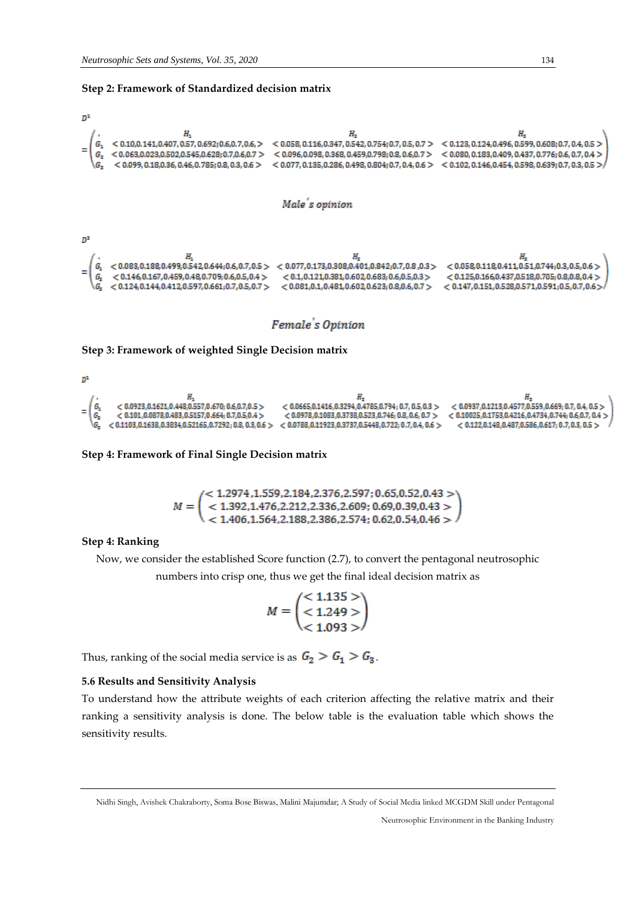**Step 2: Framework of Standardized decision matrix**

$$D^1 = \begin{pmatrix} \cdot & H_1 & H_2 & H_3 \\ G_1 & <0.10, 0.141, 0.407, 0.57, 0.692; 0.6, 0.7, 0.6> & <0.058, 0.116, 0.347, 0.542, 0.754; 0.7, 0.5, 0.7> & <0.123, 0.124, 0.496, 0.599, 0.608; 0.7, 0.4, 0.5> \\ G_2 & <0.063, 0.023, 0.502, 0.545, 0.628; 0.7, 0.6, 0.7> & <0.096, 0.098, 0.368, 0.459, 0.798; 0.8, 0.6, 0.7> & <0.080, 0.183, 0.409, 0.437, 0.776; 0.6, 0.7, 0.4> \\ G_3 & <0.099, 0.18, 0.36, 0.46, 0.785; 0.8, 0.3, 0.6> & <0.077, 0.135, 0.286, 0.498, 0.804; 0.7, 0.4, 0.6> & <0.102, 0.146, 0.454, 0.598, 0.639; 0.7, 0.3, 0.5> \end{pmatrix}$$

*Male's opinion*

$$D^2 = \begin{pmatrix} \cdot & H_1 & H_2 & H_3 \\ G_1 & <0.083, 0.188, 0.499, 0.542, 0.644; 0.6, 0.7, 0.5> & <0.077, 0.173, 0.308, 0.401, 0.842; 0.7, 0.8, 0.3> & <0.058, 0.118, 0.411, 0.51, 0.744; 0.3, 0.5, 0.6> \\ G_2 & <0.146, 0.167, 0.459, 0.48, 0.709; 0.6, 0.5, 0.4> & <0.1, 0.121, 0.381, 0.602, 0.683; 0.6, 0.5, 0.3> & <0.125, 0.166, 0.437, 0.518, 0.705; 0.8, 0.8, 0.4> \\ G_3 & <0.124, 0.144, 0.412, 0.597, 0.661; 0.7, 0.5, 0.7> & <0.081, 0.1, 0.481, 0.602, 0.623; 0.8, 0.6, 0.7> & <0.147, 0.151, 0.528, 0.571, 0.591; 0.5, 0.7, 0.6> \end{pmatrix}$$

*Female's Opinion*

**Step 3: Framework of weighted Single Decision matrix**

$$D^1 = \begin{pmatrix} \cdot & H_1 & H_2 & H_3 \\ G_1 & <0.0923, 0.1621, 0.448, 0.557, 0.670; 0.6, 0.7, 0.5> & <0.0665, 0.1416, 0.3294, 0.4785, 0.794; 0.7, 0.5, 0.3> & <0.0937, 0.1213, 0.4577, 0.559, 0.669; 0.7, 0.4, 0.5> \\ G_2 & <0.101, 0.0878, 0.483, 0.5157, 0.664; 0.7, 0.5, 0.4> & <0.0978, 0.1083, 0.3738, 0.523, 0.746; 0.8, 0.6, 0.7> & <0.10025, 0.1753, 0.4216, 0.4734, 0.744; 0.6, 0.7, 0.4> \\ G_3 & <0.1103, 0.1638, 0.3834, 0.52165, 0.7292; 0.8, 0.3, 0.6> & <0.0788, 0.11923, 0.3737, 0.5448, 0.722; 0.7, 0.4, 0.6> & <0.122, 0.148, 0.487, 0.586, 0.617; 0.7, 0.3, 0.5> \end{pmatrix}$$

**Step 4: Framework of Final Single Decision matrix**

$$M = \begin{pmatrix} <1.2974, 1.559, 2.184, 2.376, 2.597; 0.65, 0.52, 0.43> \\ <1.392, 1.476, 2.212, 2.336, 2.609; 0.69, 0.39, 0.43> \\ <1.406, 1.564, 2.188, 2.386, 2.574; 0.62, 0.54, 0.46> \end{pmatrix}$$

**Step 4: Ranking**

Now, we consider the established Score function (2.7), to convert the pentagonal neutrosophic numbers into crisp one, thus we get the final ideal decision matrix as

$$M = \begin{pmatrix} <1.135> \\ <1.249> \\ <1.093> \end{pmatrix}$$

Thus, ranking of the social media service is as $G_2 > G_1 > G_3$.

**5.6 Results and Sensitivity Analysis**

To understand how the attribute weights of each criterion affecting the relative matrix and their ranking a sensitivity analysis is done. The below table is the evaluation table which shows the sensitivity results.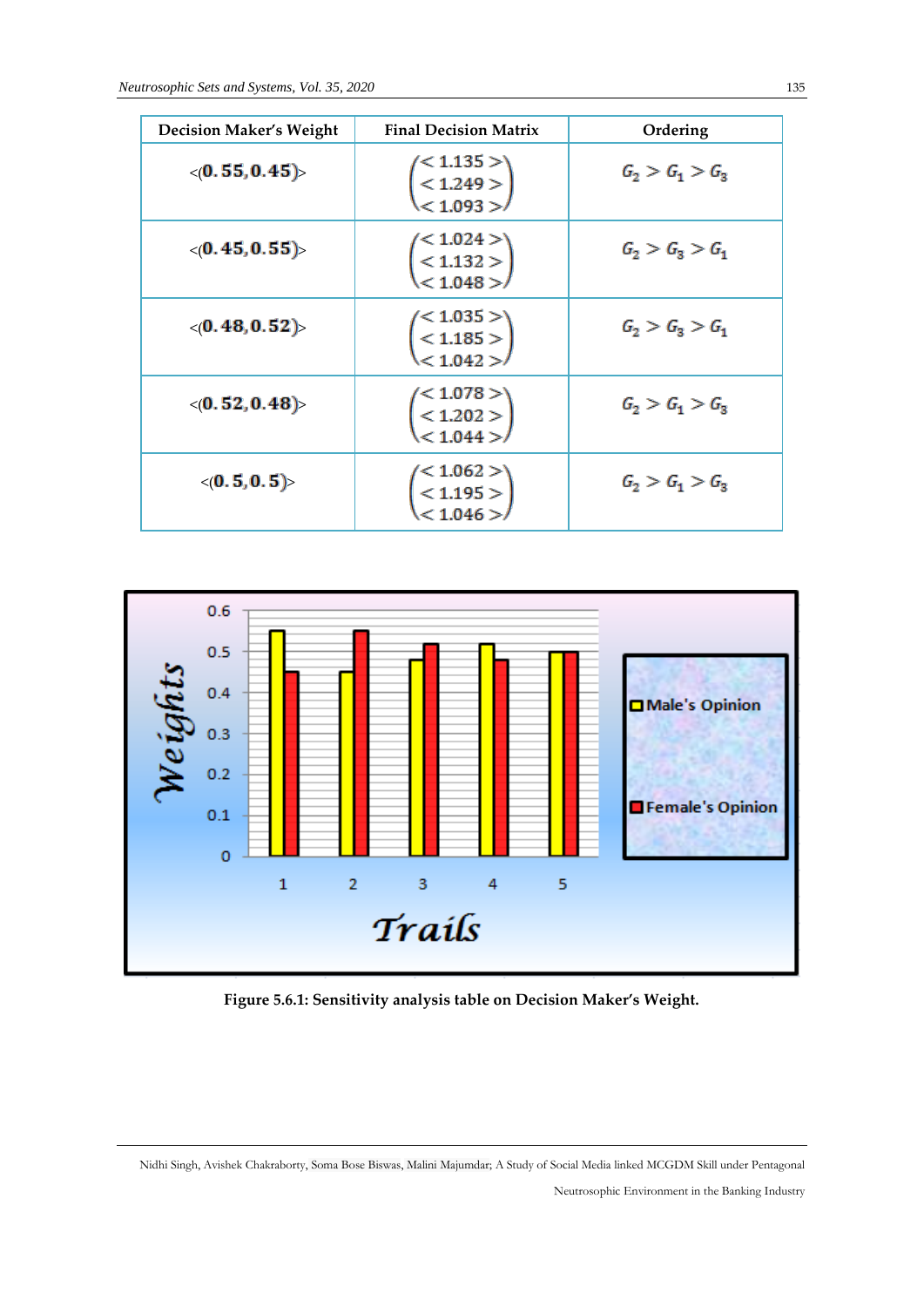| Decision Maker's Weight | Final Decision Matrix | Ordering |
|---|---|---|
| $<(0.55, 0.45)>$ | $\begin{pmatrix} <1.135> \\ <1.249> \\ <1.093> \end{pmatrix}$ | $G_2 > G_1 > G_3$ |
| $<(0.45, 0.55)>$ | $\begin{pmatrix} <1.024> \\ <1.132> \\ <1.048> \end{pmatrix}$ | $G_2 > G_3 > G_1$ |
| $<(0.48, 0.52)>$ | $\begin{pmatrix} <1.035> \\ <1.185> \\ <1.042> \end{pmatrix}$ | $G_2 > G_3 > G_1$ |
| $<(0.52, 0.48)>$ | $\begin{pmatrix} <1.078> \\ <1.202> \\ <1.044> \end{pmatrix}$ | $G_2 > G_1 > G_3$ |
| $<(0.5, 0.5)>$ | $\begin{pmatrix} <1.062> \\ <1.195> \\ <1.046> \end{pmatrix}$ | $G_2 > G_1 > G_3$ |

**Figure 5.6.1: Sensitivity analysis table on Decision Maker's Weight.**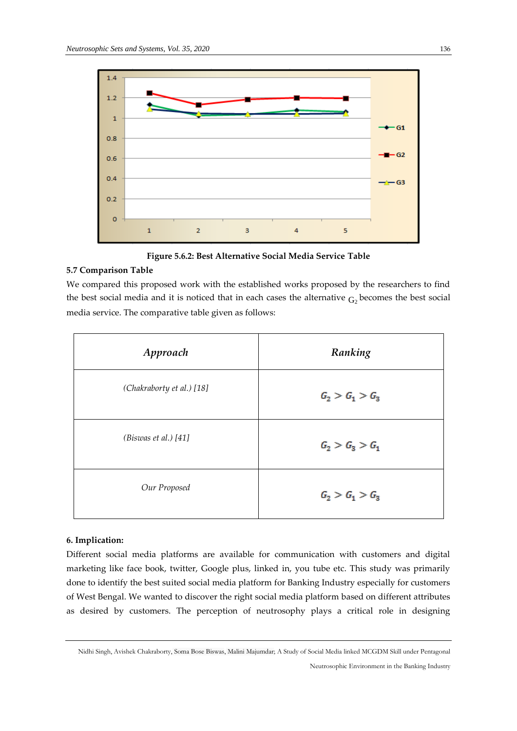Figure 5.6.2: Best Alternative Social Media Service Table

### 5.7 Comparison Table

We compared this proposed work with the established works proposed by the researchers to find the best social media and it is noticed that in each cases the alternative $G_2$ becomes the best social media service. The comparative table given as follows:

| *Approach* | *Ranking* |
|---|---|
| *(Chakraborty et al.) [18]* | $G_2 > G_1 > G_3$ |
| *(Biswas et al.) [41]* | $G_2 > G_3 > G_1$ |
| *Our Proposed* | $G_2 > G_1 > G_3$ |

### 6. Implication:

Different social media platforms are available for communication with customers and digital marketing like face book, twitter, Google plus, linked in, you tube etc. This study was primarily done to identify the best suited social media platform for Banking Industry especially for customers of West Bengal. We wanted to discover the right social media platform based on different attributes as desired by customers. The perception of neutrosophy plays a critical role in designing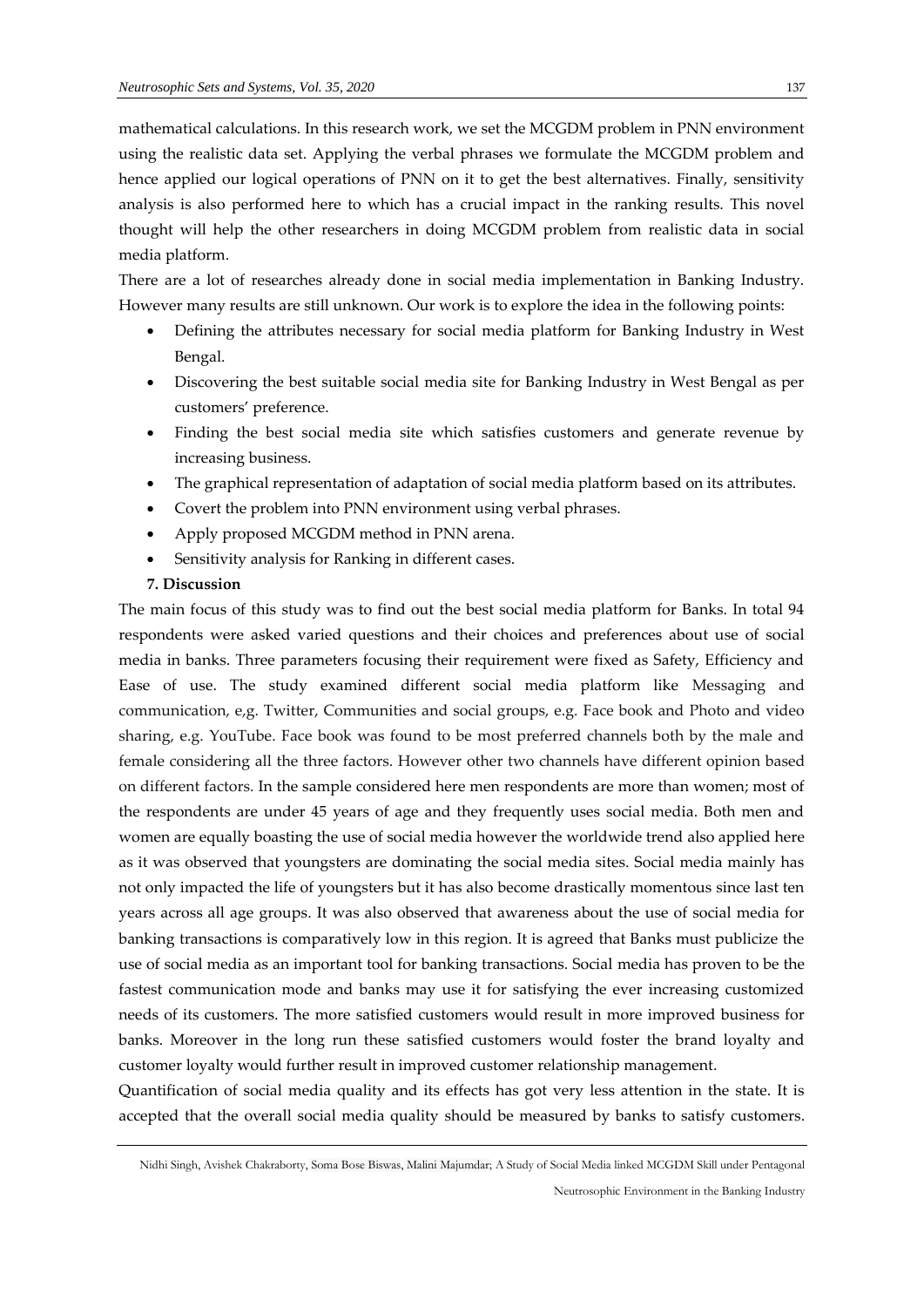mathematical calculations. In this research work, we set the MCGDM problem in PNN environment using the realistic data set. Applying the verbal phrases we formulate the MCGDM problem and hence applied our logical operations of PNN on it to get the best alternatives. Finally, sensitivity analysis is also performed here to which has a crucial impact in the ranking results. This novel thought will help the other researchers in doing MCGDM problem from realistic data in social media platform.

There are a lot of researches already done in social media implementation in Banking Industry. However many results are still unknown. Our work is to explore the idea in the following points:

- Defining the attributes necessary for social media platform for Banking Industry in West Bengal.
- Discovering the best suitable social media site for Banking Industry in West Bengal as per customers' preference.
- Finding the best social media site which satisfies customers and generate revenue by increasing business.
- The graphical representation of adaptation of social media platform based on its attributes.
- Covert the problem into PNN environment using verbal phrases.
- Apply proposed MCGDM method in PNN arena.
- Sensitivity analysis for Ranking in different cases.

## 7. Discussion

The main focus of this study was to find out the best social media platform for Banks. In total 94 respondents were asked varied questions and their choices and preferences about use of social media in banks. Three parameters focusing their requirement were fixed as Safety, Efficiency and Ease of use. The study examined different social media platform like Messaging and communication, e,g. Twitter, Communities and social groups, e.g. Face book and Photo and video sharing, e.g. YouTube. Face book was found to be most preferred channels both by the male and female considering all the three factors. However other two channels have different opinion based on different factors. In the sample considered here men respondents are more than women; most of the respondents are under 45 years of age and they frequently uses social media. Both men and women are equally boasting the use of social media however the worldwide trend also applied here as it was observed that youngsters are dominating the social media sites. Social media mainly has not only impacted the life of youngsters but it has also become drastically momentous since last ten years across all age groups. It was also observed that awareness about the use of social media for banking transactions is comparatively low in this region. It is agreed that Banks must publicize the use of social media as an important tool for banking transactions. Social media has proven to be the fastest communication mode and banks may use it for satisfying the ever increasing customized needs of its customers. The more satisfied customers would result in more improved business for banks. Moreover in the long run these satisfied customers would foster the brand loyalty and customer loyalty would further result in improved customer relationship management.

Quantification of social media quality and its effects has got very less attention in the state. It is accepted that the overall social media quality should be measured by banks to satisfy customers.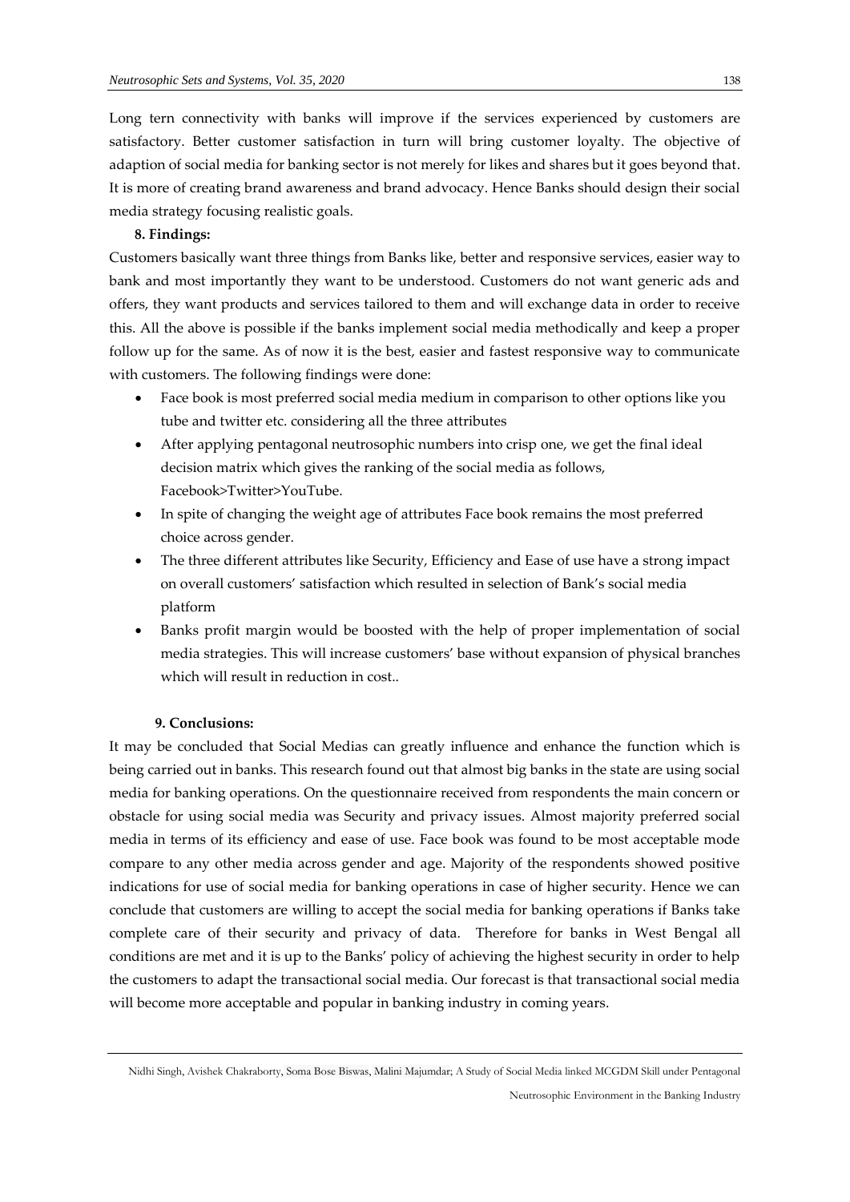Long tern connectivity with banks will improve if the services experienced by customers are satisfactory. Better customer satisfaction in turn will bring customer loyalty. The objective of adaption of social media for banking sector is not merely for likes and shares but it goes beyond that. It is more of creating brand awareness and brand advocacy. Hence Banks should design their social media strategy focusing realistic goals.

## 8. Findings:

Customers basically want three things from Banks like, better and responsive services, easier way to bank and most importantly they want to be understood. Customers do not want generic ads and offers, they want products and services tailored to them and will exchange data in order to receive this. All the above is possible if the banks implement social media methodically and keep a proper follow up for the same. As of now it is the best, easier and fastest responsive way to communicate with customers. The following findings were done:

- Face book is most preferred social media medium in comparison to other options like you tube and twitter etc. considering all the three attributes
- After applying pentagonal neutrosophic numbers into crisp one, we get the final ideal decision matrix which gives the ranking of the social media as follows, Facebook>Twitter>YouTube.
- In spite of changing the weight age of attributes Face book remains the most preferred choice across gender.
- The three different attributes like Security, Efficiency and Ease of use have a strong impact on overall customers' satisfaction which resulted in selection of Bank's social media platform
- Banks profit margin would be boosted with the help of proper implementation of social media strategies. This will increase customers' base without expansion of physical branches which will result in reduction in cost..

## 9. Conclusions:

It may be concluded that Social Medias can greatly influence and enhance the function which is being carried out in banks. This research found out that almost big banks in the state are using social media for banking operations. On the questionnaire received from respondents the main concern or obstacle for using social media was Security and privacy issues. Almost majority preferred social media in terms of its efficiency and ease of use. Face book was found to be most acceptable mode compare to any other media across gender and age. Majority of the respondents showed positive indications for use of social media for banking operations in case of higher security. Hence we can conclude that customers are willing to accept the social media for banking operations if Banks take complete care of their security and privacy of data. Therefore for banks in West Bengal all conditions are met and it is up to the Banks' policy of achieving the highest security in order to help the customers to adapt the transactional social media. Our forecast is that transactional social media will become more acceptable and popular in banking industry in coming years.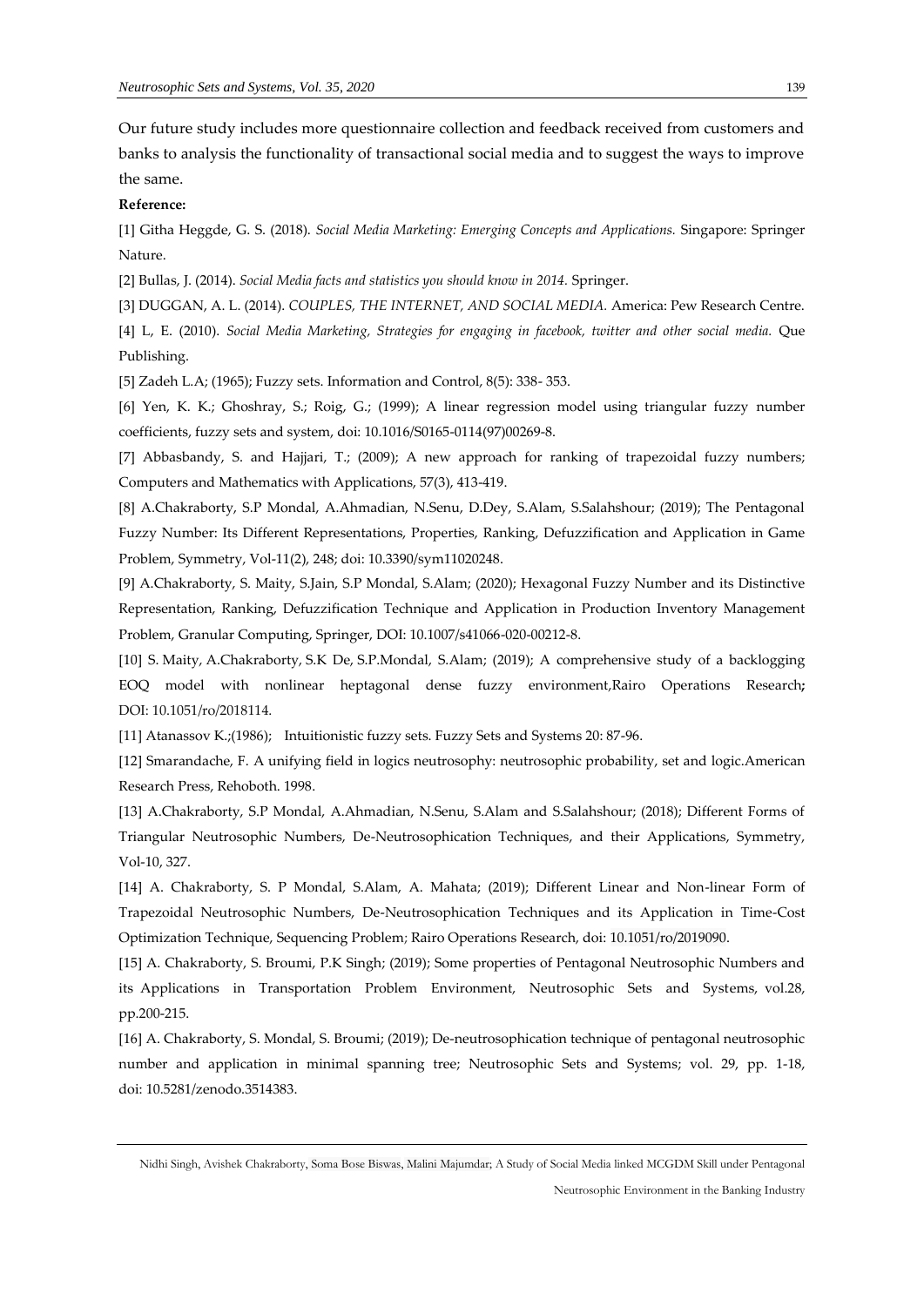Our future study includes more questionnaire collection and feedback received from customers and banks to analysis the functionality of transactional social media and to suggest the ways to improve the same.

**Reference:**

[1] Githa Heggde, G. S. (2018). *Social Media Marketing: Emerging Concepts and Applications.* Singapore: Springer Nature.

[2] Bullas, J. (2014). *Social Media facts and statistics you should know in 2014.* Springer.

[3] DUGGAN, A. L. (2014). *COUPLES, THE INTERNET, AND SOCIAL MEDIA.* America: Pew Research Centre.

[4] L, E. (2010). *Social Media Marketing, Strategies for engaging in facebook, twitter and other social media.* Que Publishing.

[5] Zadeh L.A; (1965); Fuzzy sets. Information and Control, 8(5): 338- 353.

[6] Yen, K. K.; Ghoshray, S.; Roig, G.; (1999); A linear regression model using triangular fuzzy number coefficients, fuzzy sets and system, doi: 10.1016/S0165-0114(97)00269-8.

[7] Abbasbandy, S. and Hajjari, T.; (2009); A new approach for ranking of trapezoidal fuzzy numbers; Computers and Mathematics with Applications, 57(3), 413-419.

[8] A.Chakraborty, S.P Mondal, A.Ahmadian, N.Senu, D.Dey, S.Alam, S.Salahshour; (2019); The Pentagonal Fuzzy Number: Its Different Representations, Properties, Ranking, Defuzzification and Application in Game Problem, Symmetry, Vol-11(2), 248; doi: 10.3390/sym11020248.

[9] A.Chakraborty, S. Maity, S.Jain, S.P Mondal, S.Alam; (2020); Hexagonal Fuzzy Number and its Distinctive Representation, Ranking, Defuzzification Technique and Application in Production Inventory Management Problem, Granular Computing, Springer, DOI: 10.1007/s41066-020-00212-8.

[10] S. Maity, A.Chakraborty, S.K De, S.P.Mondal, S.Alam; (2019); A comprehensive study of a backlogging EOQ model with nonlinear heptagonal dense fuzzy environment,Rairo Operations Research**;** DOI: 10.1051/ro/2018114.

[11] Atanassov K.;(1986); Intuitionistic fuzzy sets. Fuzzy Sets and Systems 20: 87-96.

[12] Smarandache, F. A unifying field in logics neutrosophy: neutrosophic probability, set and logic.American Research Press, Rehoboth. 1998.

[13] A.Chakraborty, S.P Mondal, A.Ahmadian, N.Senu, S.Alam and S.Salahshour; (2018); Different Forms of Triangular Neutrosophic Numbers, De-Neutrosophication Techniques, and their Applications, Symmetry, Vol-10, 327.

[14] A. Chakraborty, S. P Mondal, S.Alam, A. Mahata; (2019); Different Linear and Non-linear Form of Trapezoidal Neutrosophic Numbers, De-Neutrosophication Techniques and its Application in Time-Cost Optimization Technique, Sequencing Problem; Rairo Operations Research, doi: 10.1051/ro/2019090.

[15] A. Chakraborty, S. Broumi, P.K Singh; (2019); Some properties of Pentagonal Neutrosophic Numbers and its Applications in Transportation Problem Environment, Neutrosophic Sets and Systems, vol.28, pp.200-215.

[16] A. Chakraborty, S. Mondal, S. Broumi; (2019); De-neutrosophication technique of pentagonal neutrosophic number and application in minimal spanning tree; Neutrosophic Sets and Systems; vol. 29, pp. 1-18, doi: 10.5281/zenodo.3514383.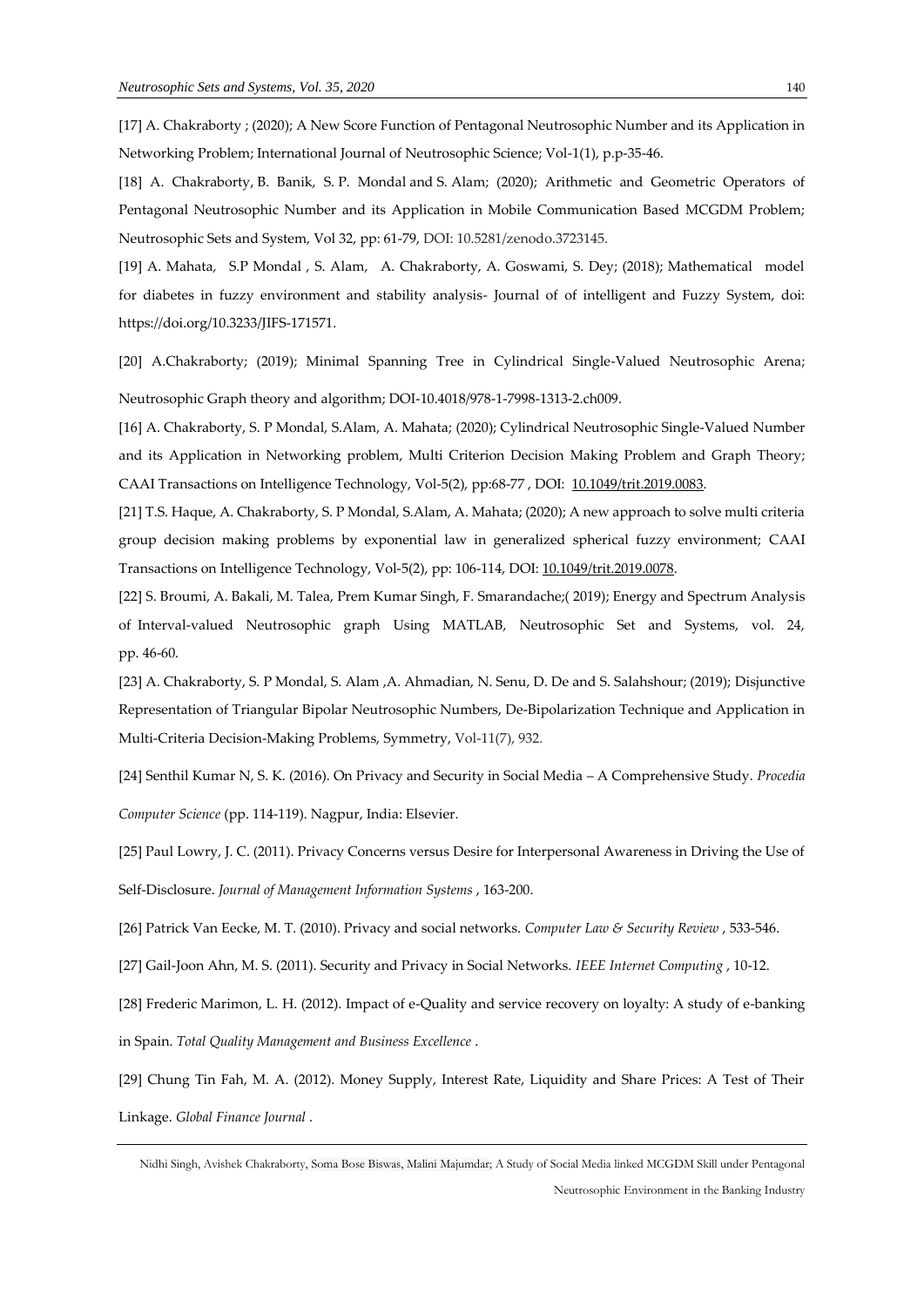[17] A. Chakraborty ; (2020); A New Score Function of Pentagonal Neutrosophic Number and its Application in Networking Problem; International Journal of Neutrosophic Science; Vol-1(1), p.p-35-46.

[18] A. Chakraborty, B. Banik, S. P. Mondal and S. Alam; (2020); Arithmetic and Geometric Operators of Pentagonal Neutrosophic Number and its Application in Mobile Communication Based MCGDM Problem; Neutrosophic Sets and System, Vol 32, pp: 61-79, DOI: 10.5281/zenodo.3723145.

[19] A. Mahata, S.P Mondal , S. Alam, A. Chakraborty, A. Goswami, S. Dey; (2018); Mathematical model for diabetes in fuzzy environment and stability analysis- Journal of of intelligent and Fuzzy System, doi: https://doi.org/10.3233/JIFS-171571.

[20] A.Chakraborty; (2019); Minimal Spanning Tree in Cylindrical Single-Valued Neutrosophic Arena; Neutrosophic Graph theory and algorithm; DOI-10.4018/978-1-7998-1313-2.ch009.

[16] A. Chakraborty, S. P Mondal, S.Alam, A. Mahata; (2020); Cylindrical Neutrosophic Single-Valued Number and its Application in Networking problem, Multi Criterion Decision Making Problem and Graph Theory; CAAI Transactions on Intelligence Technology, Vol-5(2), pp:68-77 , DOI: 10.1049/trit.2019.0083.

[21] T.S. Haque, A. Chakraborty, S. P Mondal, S.Alam, A. Mahata; (2020); A new approach to solve multi criteria group decision making problems by exponential law in generalized spherical fuzzy environment; CAAI Transactions on Intelligence Technology, Vol-5(2), pp: 106-114, DOI: 10.1049/trit.2019.0078.

[22] S. Broumi, A. Bakali, M. Talea, Prem Kumar Singh, F. Smarandache;( 2019); Energy and Spectrum Analysis of Interval-valued Neutrosophic graph Using MATLAB, Neutrosophic Set and Systems, vol. 24, pp. 46-60.

[23] A. Chakraborty, S. P Mondal, S. Alam ,A. Ahmadian, N. Senu, D. De and S. Salahshour; (2019); Disjunctive Representation of Triangular Bipolar Neutrosophic Numbers, De-Bipolarization Technique and Application in Multi-Criteria Decision-Making Problems, Symmetry, Vol-11(7), 932.

[24] Senthil Kumar N, S. K. (2016). On Privacy and Security in Social Media – A Comprehensive Study. *Procedia Computer Science* (pp. 114-119). Nagpur, India: Elsevier.

[25] Paul Lowry, J. C. (2011). Privacy Concerns versus Desire for Interpersonal Awareness in Driving the Use of Self-Disclosure. *Journal of Management Information Systems* , 163-200.

[26] Patrick Van Eecke, M. T. (2010). Privacy and social networks. *Computer Law & Security Review* , 533-546.

[27] Gail-Joon Ahn, M. S. (2011). Security and Privacy in Social Networks. *IEEE Internet Computing* , 10-12.

[28] Frederic Marimon, L. H. (2012). Impact of e-Quality and service recovery on loyalty: A study of e-banking in Spain. *Total Quality Management and Business Excellence* .

[29] Chung Tin Fah, M. A. (2012). Money Supply, Interest Rate, Liquidity and Share Prices: A Test of Their Linkage. *Global Finance Journal* .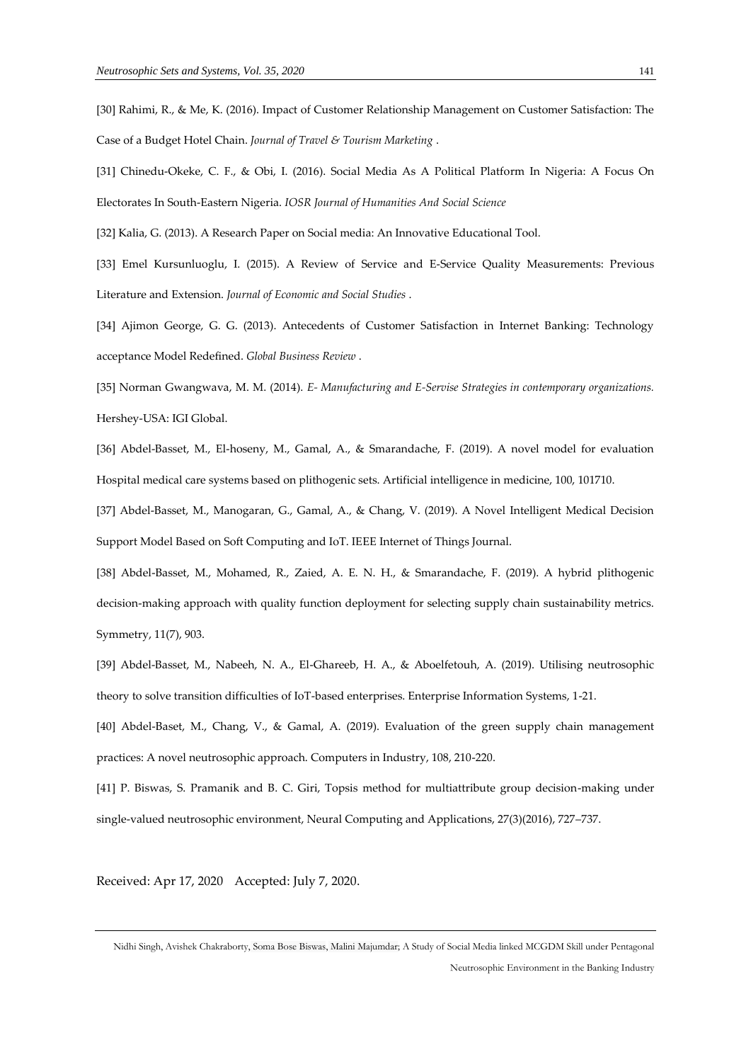[30] Rahimi, R., & Me, K. (2016). Impact of Customer Relationship Management on Customer Satisfaction: The Case of a Budget Hotel Chain. *Journal of Travel & Tourism Marketing* .

[31] Chinedu-Okeke, C. F., & Obi, I. (2016). Social Media As A Political Platform In Nigeria: A Focus On Electorates In South-Eastern Nigeria. *IOSR Journal of Humanities And Social Science*

[32] Kalia, G. (2013). A Research Paper on Social media: An Innovative Educational Tool.

[33] Emel Kursunluoglu, I. (2015). A Review of Service and E-Service Quality Measurements: Previous Literature and Extension. *Journal of Economic and Social Studies* .

[34] Ajimon George, G. G. (2013). Antecedents of Customer Satisfaction in Internet Banking: Technology acceptance Model Redefined. *Global Business Review* .

[35] Norman Gwangwava, M. M. (2014). *E- Manufacturing and E-Servise Strategies in contemporary organizations.* Hershey-USA: IGI Global.

[36] Abdel-Basset, M., El-hoseny, M., Gamal, A., & Smarandache, F. (2019). A novel model for evaluation Hospital medical care systems based on plithogenic sets. Artificial intelligence in medicine, 100, 101710.

[37] Abdel-Basset, M., Manogaran, G., Gamal, A., & Chang, V. (2019). A Novel Intelligent Medical Decision Support Model Based on Soft Computing and IoT. IEEE Internet of Things Journal.

[38] Abdel-Basset, M., Mohamed, R., Zaied, A. E. N. H., & Smarandache, F. (2019). A hybrid plithogenic decision-making approach with quality function deployment for selecting supply chain sustainability metrics. Symmetry, 11(7), 903.

[39] Abdel-Basset, M., Nabeeh, N. A., El-Ghareeb, H. A., & Aboelfetouh, A. (2019). Utilising neutrosophic theory to solve transition difficulties of IoT-based enterprises. Enterprise Information Systems, 1-21.

[40] Abdel-Baset, M., Chang, V., & Gamal, A. (2019). Evaluation of the green supply chain management practices: A novel neutrosophic approach. Computers in Industry, 108, 210-220.

[41] P. Biswas, S. Pramanik and B. C. Giri, Topsis method for multiattribute group decision-making under single-valued neutrosophic environment, Neural Computing and Applications, 27(3)(2016), 727–737.

Received: Apr 17, 2020 Accepted: July 7, 2020.